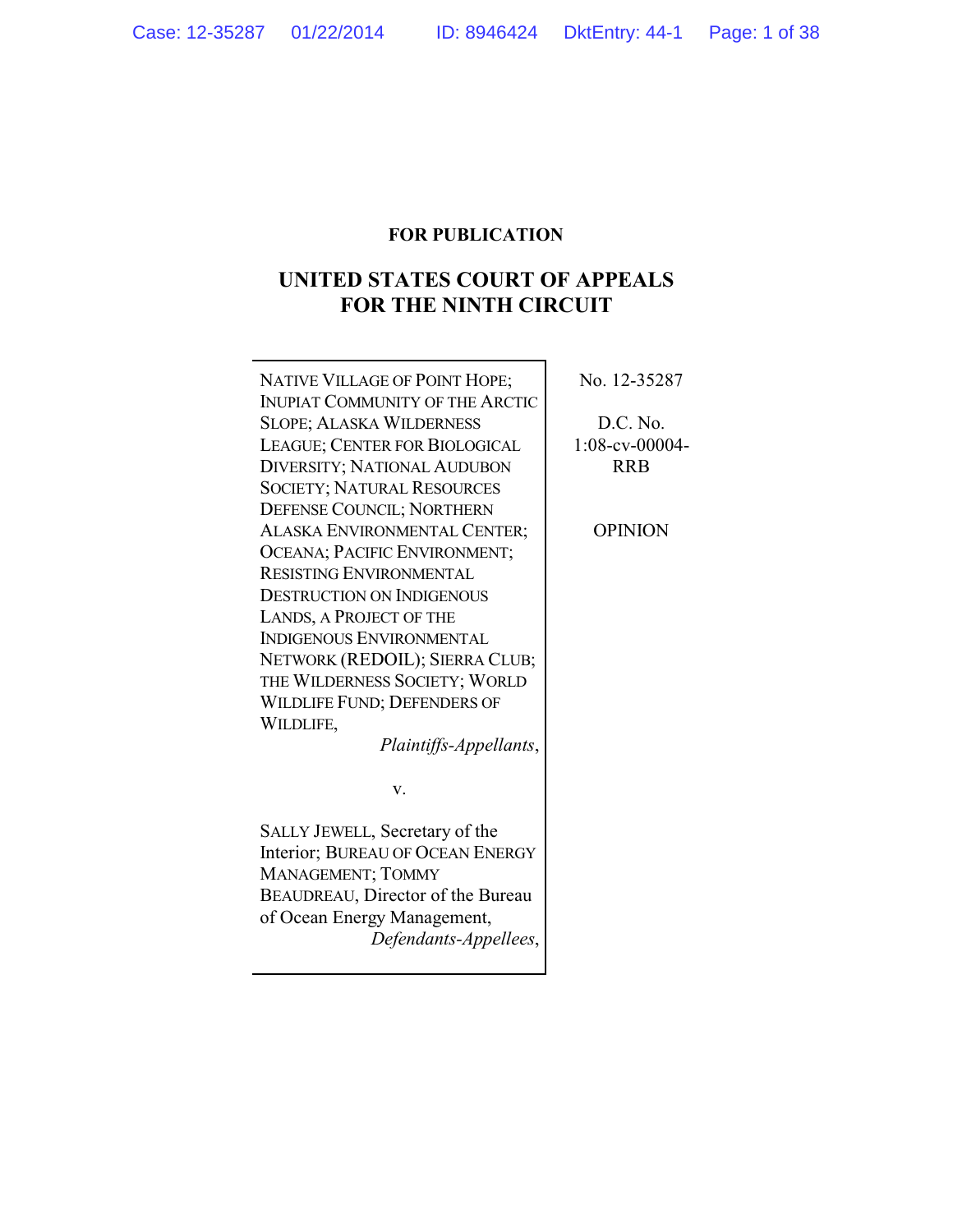**FOR PUBLICATION**

# UNITED STATES COURT OF APPEALS FOR THE NINTH CIRCUIT

| | |
|---|---|
| NATIVE VILLAGE OF POINT HOPE; INUPIAT COMMUNITY OF THE ARCTIC SLOPE; ALASKA WILDERNESS LEAGUE; CENTER FOR BIOLOGICAL DIVERSITY; NATIONAL AUDUBON SOCIETY; NATURAL RESOURCES DEFENSE COUNCIL; NORTHERN ALASKA ENVIRONMENTAL CENTER; OCEANA; PACIFIC ENVIRONMENT; RESISTING ENVIRONMENTAL DESTRUCTION ON INDIGENOUS LANDS, A PROJECT OF THE INDIGENOUS ENVIRONMENTAL NETWORK (REDOIL); SIERRA CLUB; THE WILDERNESS SOCIETY; WORLD WILDLIFE FUND; DEFENDERS OF WILDLIFE, *Plaintiffs-Appellants*, | No. 12-35287 |
| v. | D.C. No. 1:08-cv-00004-RRB |
| SALLY JEWELL, Secretary of the Interior; BUREAU OF OCEAN ENERGY MANAGEMENT; TOMMY BEAUDREAU, Director of the Bureau of Ocean Energy Management, *Defendants-Appellees*, | OPINION |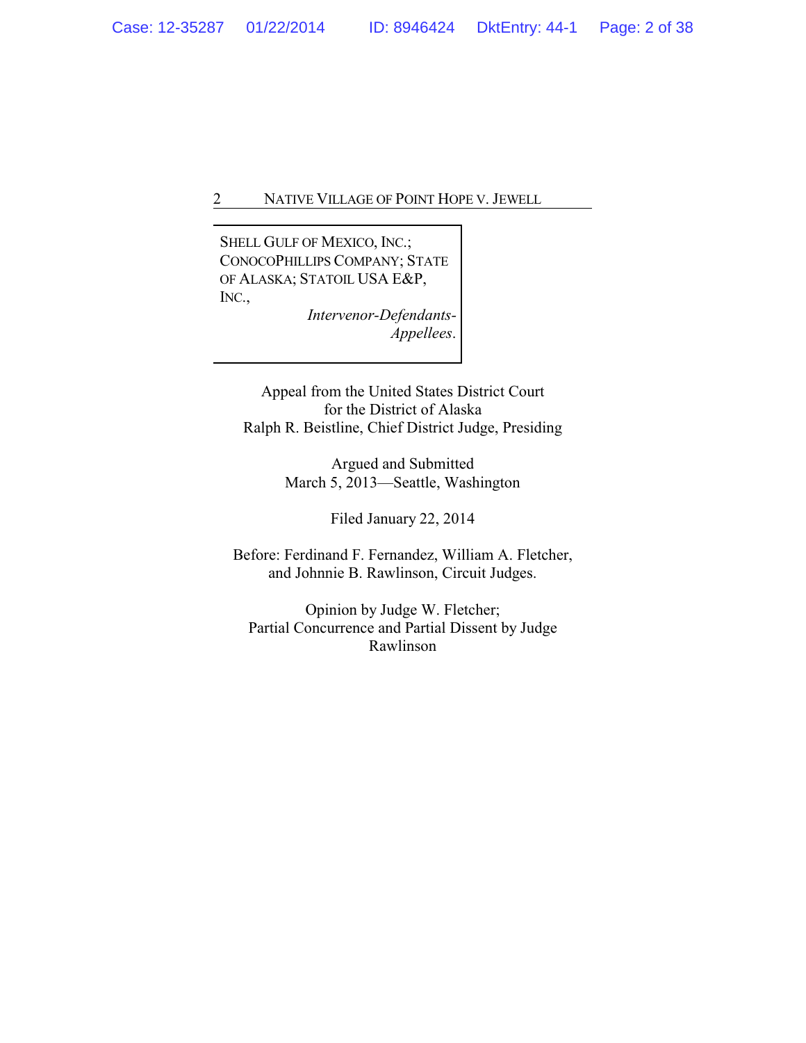SHELL GULF OF MEXICO, INC.; CONOCOPHILLIPS COMPANY; STATE OF ALASKA; STATOIL USA E&P, INC.,

*Intervenor-Defendants-Appellees.*

Appeal from the United States District Court
for the District of Alaska
Ralph R. Beistline, Chief District Judge, Presiding

Argued and Submitted
March 5, 2013—Seattle, Washington

Filed January 22, 2014

Before: Ferdinand F. Fernandez, William A. Fletcher, and Johnnie B. Rawlinson, Circuit Judges.

Opinion by Judge W. Fletcher;
Partial Concurrence and Partial Dissent by Judge Rawlinson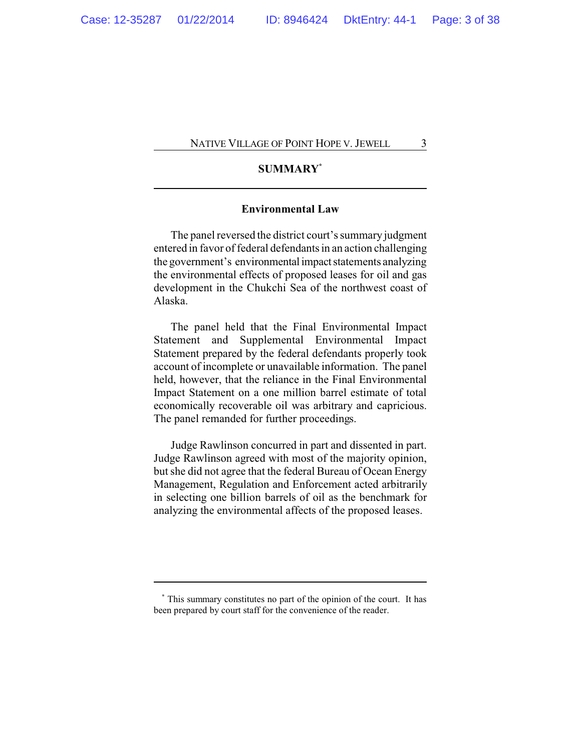## SUMMARY[*]

### Environmental Law

The panel reversed the district court's summary judgment entered in favor of federal defendants in an action challenging the government's environmental impact statements analyzing the environmental effects of proposed leases for oil and gas development in the Chukchi Sea of the northwest coast of Alaska.

The panel held that the Final Environmental Impact Statement and Supplemental Environmental Impact Statement prepared by the federal defendants properly took account of incomplete or unavailable information. The panel held, however, that the reliance in the Final Environmental Impact Statement on a one million barrel estimate of total economically recoverable oil was arbitrary and capricious. The panel remanded for further proceedings.

Judge Rawlinson concurred in part and dissented in part. Judge Rawlinson agreed with most of the majority opinion, but she did not agree that the federal Bureau of Ocean Energy Management, Regulation and Enforcement acted arbitrarily in selecting one billion barrels of oil as the benchmark for analyzing the environmental affects of the proposed leases.

---

[*] This summary constitutes no part of the opinion of the court. It has been prepared by court staff for the convenience of the reader.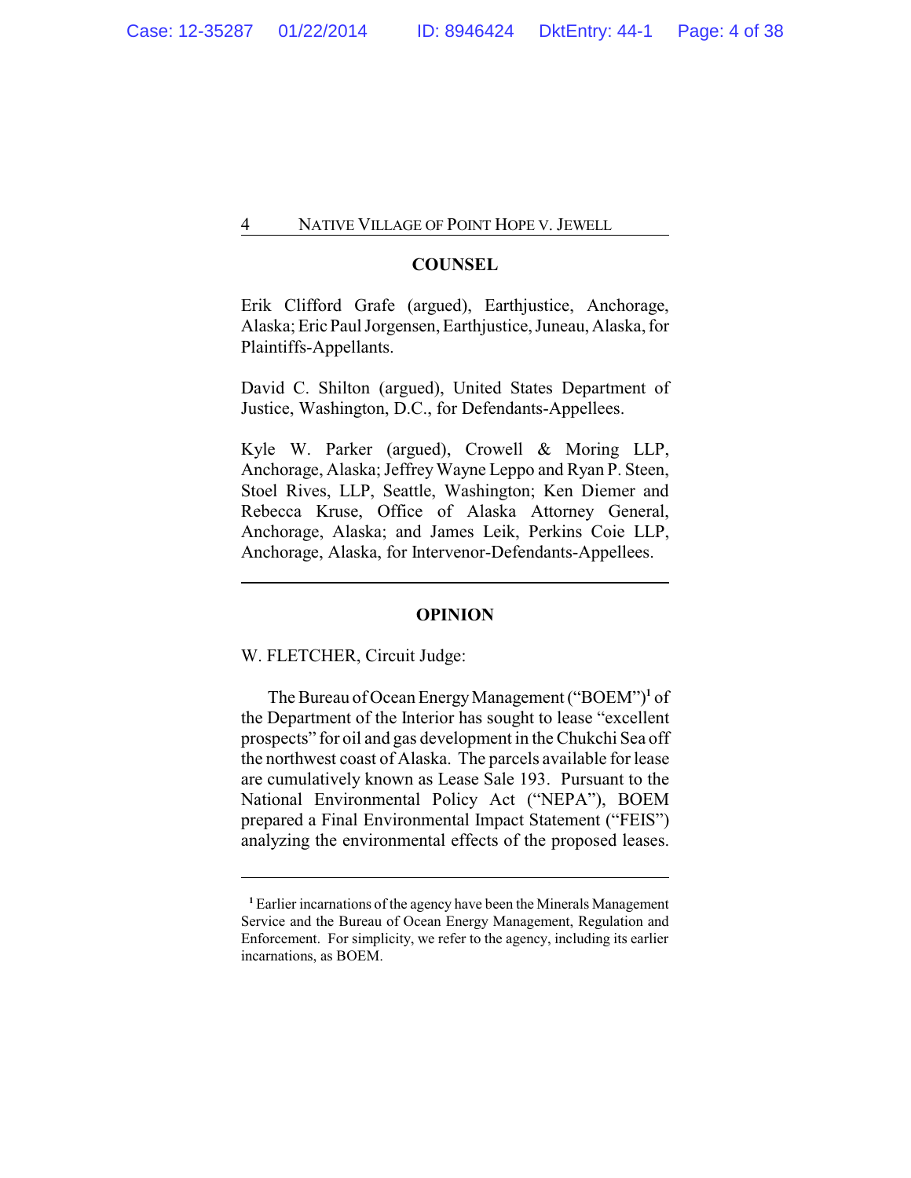## COUNSEL

Erik Clifford Grafe (argued), Earthjustice, Anchorage, Alaska; Eric Paul Jorgensen, Earthjustice, Juneau, Alaska, for Plaintiffs-Appellants.

David C. Shilton (argued), United States Department of Justice, Washington, D.C., for Defendants-Appellees.

Kyle W. Parker (argued), Crowell & Moring LLP, Anchorage, Alaska; Jeffrey Wayne Leppo and Ryan P. Steen, Stoel Rives, LLP, Seattle, Washington; Ken Diemer and Rebecca Kruse, Office of Alaska Attorney General, Anchorage, Alaska; and James Leik, Perkins Coie LLP, Anchorage, Alaska, for Intervenor-Defendants-Appellees.

---

## OPINION

W. FLETCHER, Circuit Judge:

The Bureau of Ocean Energy Management ("BOEM")[1] of the Department of the Interior has sought to lease "excellent prospects" for oil and gas development in the Chukchi Sea off the northwest coast of Alaska. The parcels available for lease are cumulatively known as Lease Sale 193. Pursuant to the National Environmental Policy Act ("NEPA"), BOEM prepared a Final Environmental Impact Statement ("FEIS") analyzing the environmental effects of the proposed leases.

---

[1] Earlier incarnations of the agency have been the Minerals Management Service and the Bureau of Ocean Energy Management, Regulation and Enforcement. For simplicity, we refer to the agency, including its earlier incarnations, as BOEM.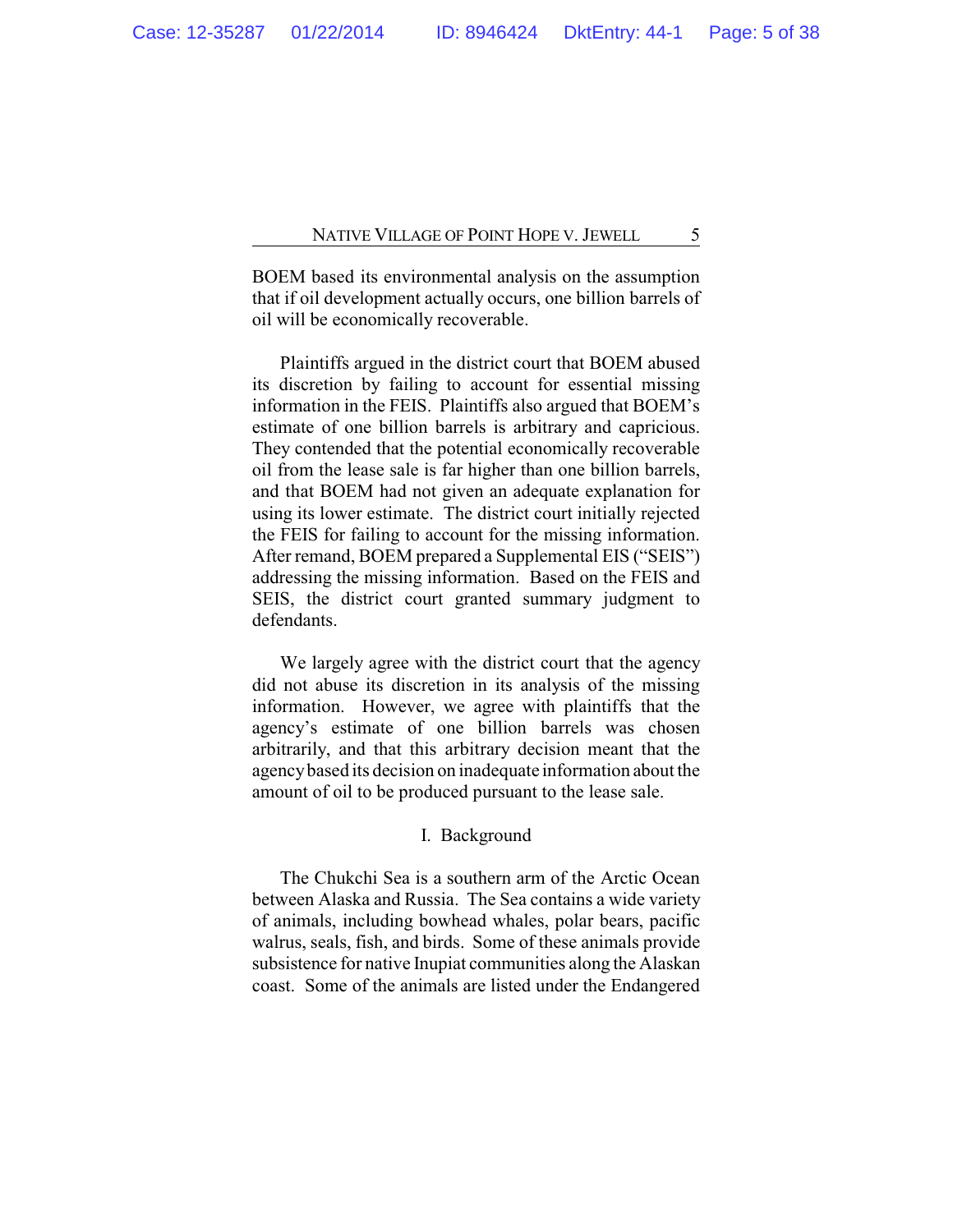BOEM based its environmental analysis on the assumption that if oil development actually occurs, one billion barrels of oil will be economically recoverable.

Plaintiffs argued in the district court that BOEM abused its discretion by failing to account for essential missing information in the FEIS. Plaintiffs also argued that BOEM's estimate of one billion barrels is arbitrary and capricious. They contended that the potential economically recoverable oil from the lease sale is far higher than one billion barrels, and that BOEM had not given an adequate explanation for using its lower estimate. The district court initially rejected the FEIS for failing to account for the missing information. After remand, BOEM prepared a Supplemental EIS ("SEIS") addressing the missing information. Based on the FEIS and SEIS, the district court granted summary judgment to defendants.

We largely agree with the district court that the agency did not abuse its discretion in its analysis of the missing information. However, we agree with plaintiffs that the agency's estimate of one billion barrels was chosen arbitrarily, and that this arbitrary decision meant that the agency based its decision on inadequate information about the amount of oil to be produced pursuant to the lease sale.

## I. Background

The Chukchi Sea is a southern arm of the Arctic Ocean between Alaska and Russia. The Sea contains a wide variety of animals, including bowhead whales, polar bears, pacific walrus, seals, fish, and birds. Some of these animals provide subsistence for native Inupiat communities along the Alaskan coast. Some of the animals are listed under the Endangered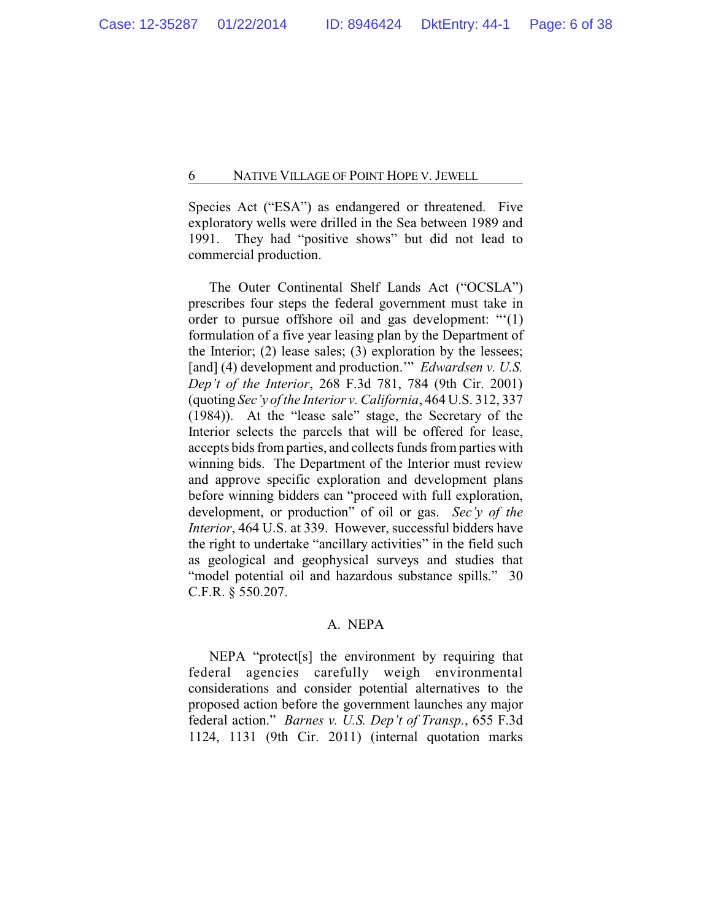Species Act ("ESA") as endangered or threatened. Five exploratory wells were drilled in the Sea between 1989 and 1991. They had "positive shows" but did not lead to commercial production.

The Outer Continental Shelf Lands Act ("OCSLA") prescribes four steps the federal government must take in order to pursue offshore oil and gas development: "'(1) formulation of a five year leasing plan by the Department of the Interior; (2) lease sales; (3) exploration by the lessees; [and] (4) development and production.'" *Edwardsen v. U.S. Dep't of the Interior*, 268 F.3d 781, 784 (9th Cir. 2001) (quoting *Sec'y of the Interior v. California*, 464 U.S. 312, 337 (1984)). At the "lease sale" stage, the Secretary of the Interior selects the parcels that will be offered for lease, accepts bids from parties, and collects funds from parties with winning bids. The Department of the Interior must review and approve specific exploration and development plans before winning bidders can "proceed with full exploration, development, or production" of oil or gas. *Sec'y of the Interior*, 464 U.S. at 339. However, successful bidders have the right to undertake "ancillary activities" in the field such as geological and geophysical surveys and studies that "model potential oil and hazardous substance spills." 30 C.F.R. § 550.207.

### A. NEPA

NEPA "protect[s] the environment by requiring that federal agencies carefully weigh environmental considerations and consider potential alternatives to the proposed action before the government launches any major federal action." *Barnes v. U.S. Dep't of Transp.*, 655 F.3d 1124, 1131 (9th Cir. 2011) (internal quotation marks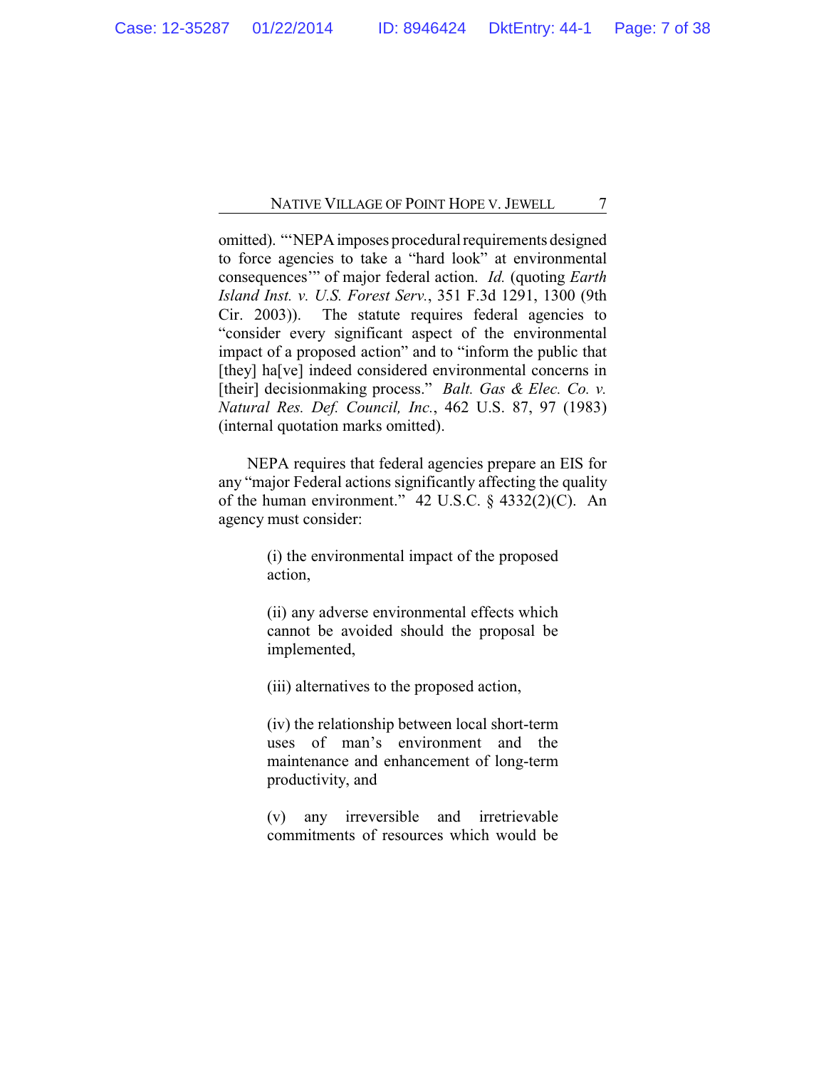omitted). "'NEPA imposes procedural requirements designed to force agencies to take a "hard look" at environmental consequences'" of major federal action. *Id.* (quoting *Earth Island Inst. v. U.S. Forest Serv.*, 351 F.3d 1291, 1300 (9th Cir. 2003)). The statute requires federal agencies to "consider every significant aspect of the environmental impact of a proposed action" and to "inform the public that [they] ha[ve] indeed considered environmental concerns in [their] decisionmaking process." *Balt. Gas & Elec. Co. v. Natural Res. Def. Council, Inc.*, 462 U.S. 87, 97 (1983) (internal quotation marks omitted).

NEPA requires that federal agencies prepare an EIS for any "major Federal actions significantly affecting the quality of the human environment." 42 U.S.C. § 4332(2)(C). An agency must consider:

> (i) the environmental impact of the proposed action,
>
> (ii) any adverse environmental effects which cannot be avoided should the proposal be implemented,
>
> (iii) alternatives to the proposed action,
>
> (iv) the relationship between local short-term uses of man's environment and the maintenance and enhancement of long-term productivity, and
>
> (v) any irreversible and irretrievable commitments of resources which would be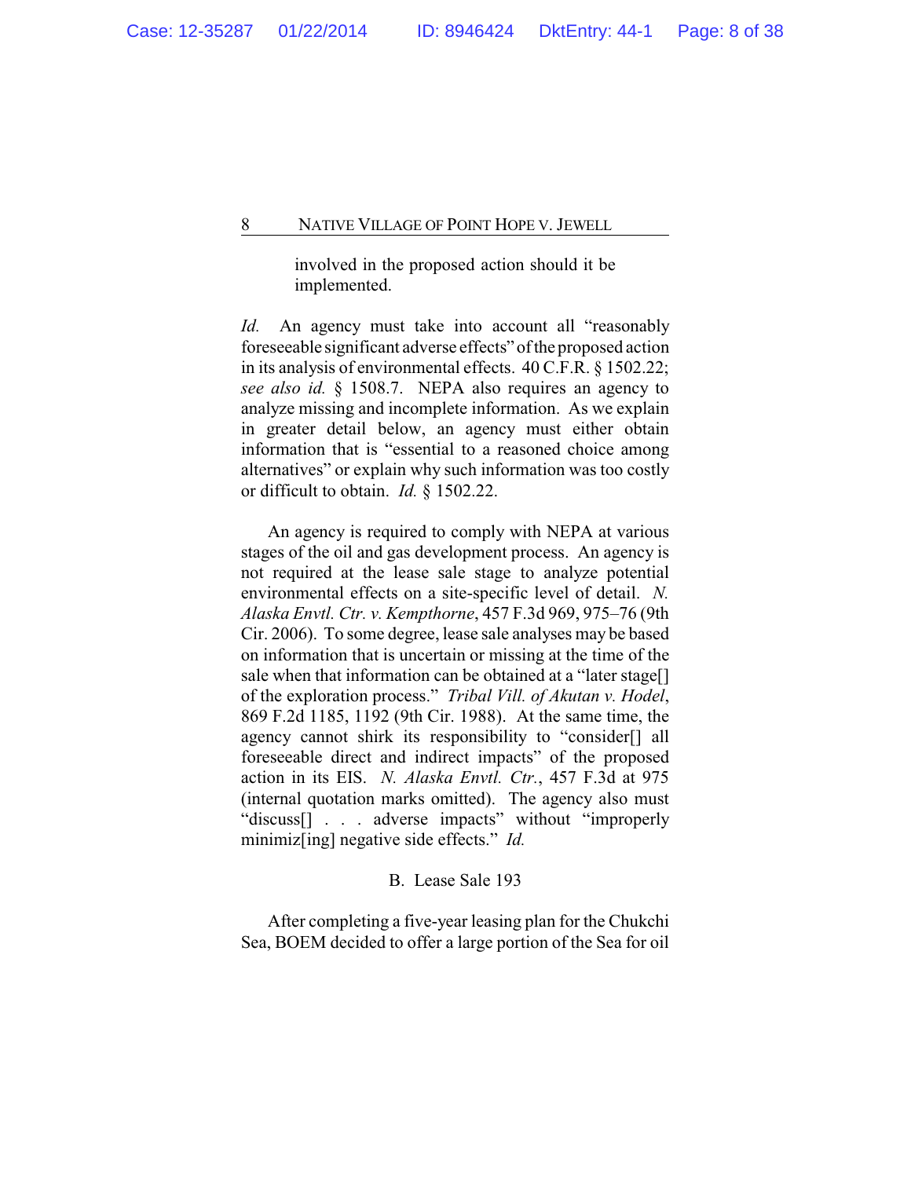involved in the proposed action should it be implemented.

*Id.* An agency must take into account all "reasonably foreseeable significant adverse effects" of the proposed action in its analysis of environmental effects. 40 C.F.R. § 1502.22; *see also id.* § 1508.7. NEPA also requires an agency to analyze missing and incomplete information. As we explain in greater detail below, an agency must either obtain information that is "essential to a reasoned choice among alternatives" or explain why such information was too costly or difficult to obtain. *Id.* § 1502.22.

An agency is required to comply with NEPA at various stages of the oil and gas development process. An agency is not required at the lease sale stage to analyze potential environmental effects on a site-specific level of detail. *N. Alaska Envtl. Ctr. v. Kempthorne*, 457 F.3d 969, 975–76 (9th Cir. 2006). To some degree, lease sale analyses may be based on information that is uncertain or missing at the time of the sale when that information can be obtained at a "later stage[] of the exploration process." *Tribal Vill. of Akutan v. Hodel*, 869 F.2d 1185, 1192 (9th Cir. 1988). At the same time, the agency cannot shirk its responsibility to "consider[] all foreseeable direct and indirect impacts" of the proposed action in its EIS. *N. Alaska Envtl. Ctr.*, 457 F.3d at 975 (internal quotation marks omitted). The agency also must "discuss[] . . . adverse impacts" without "improperly minimiz[ing] negative side effects." *Id.*

### B. Lease Sale 193

After completing a five-year leasing plan for the Chukchi Sea, BOEM decided to offer a large portion of the Sea for oil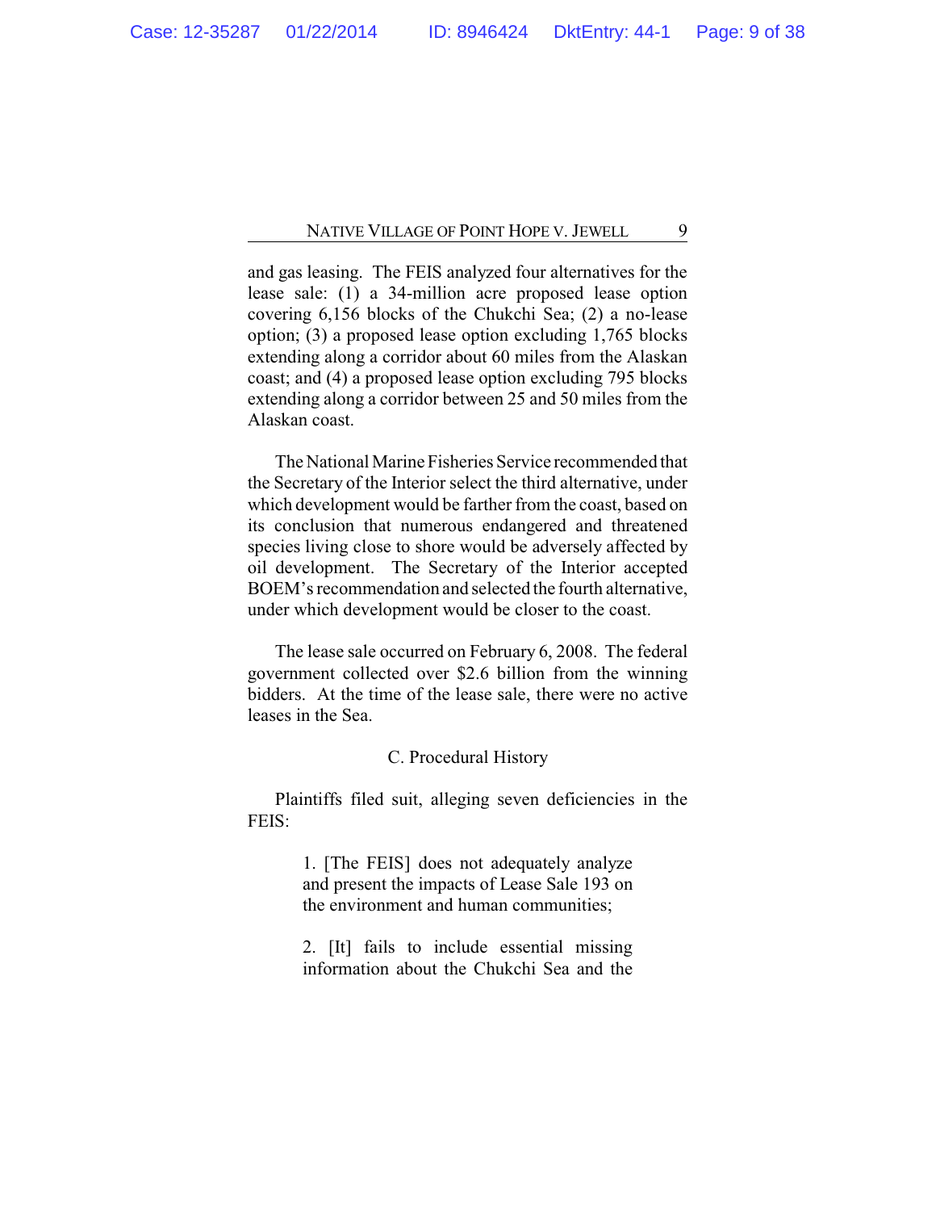and gas leasing. The FEIS analyzed four alternatives for the lease sale: (1) a 34-million acre proposed lease option covering 6,156 blocks of the Chukchi Sea; (2) a no-lease option; (3) a proposed lease option excluding 1,765 blocks extending along a corridor about 60 miles from the Alaskan coast; and (4) a proposed lease option excluding 795 blocks extending along a corridor between 25 and 50 miles from the Alaskan coast.

The National Marine Fisheries Service recommended that the Secretary of the Interior select the third alternative, under which development would be farther from the coast, based on its conclusion that numerous endangered and threatened species living close to shore would be adversely affected by oil development. The Secretary of the Interior accepted BOEM's recommendation and selected the fourth alternative, under which development would be closer to the coast.

The lease sale occurred on February 6, 2008. The federal government collected over $2.6 billion from the winning bidders. At the time of the lease sale, there were no active leases in the Sea.

### C. Procedural History

Plaintiffs filed suit, alleging seven deficiencies in the FEIS:

> 1. [The FEIS] does not adequately analyze and present the impacts of Lease Sale 193 on the environment and human communities;
>
> 2. [It] fails to include essential missing information about the Chukchi Sea and the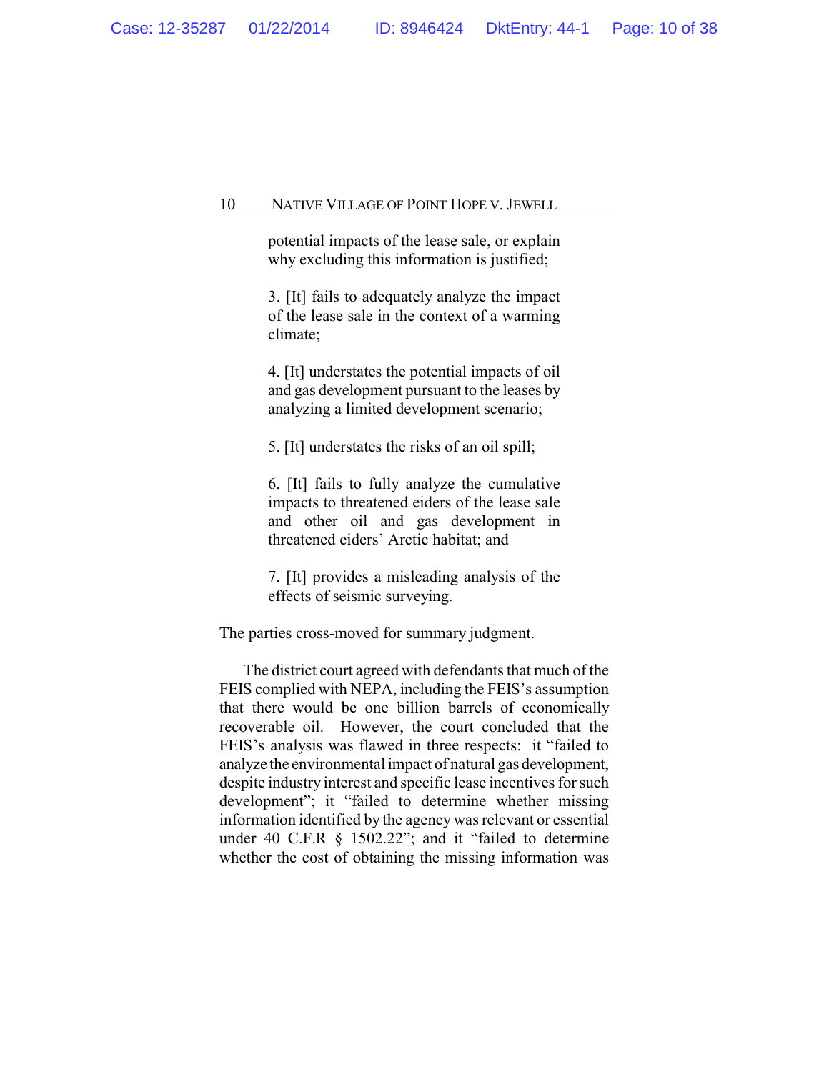> potential impacts of the lease sale, or explain why excluding this information is justified;
>
> 3. [It] fails to adequately analyze the impact of the lease sale in the context of a warming climate;
>
> 4. [It] understates the potential impacts of oil and gas development pursuant to the leases by analyzing a limited development scenario;
>
> 5. [It] understates the risks of an oil spill;
>
> 6. [It] fails to fully analyze the cumulative impacts to threatened eiders of the lease sale and other oil and gas development in threatened eiders' Arctic habitat; and
>
> 7. [It] provides a misleading analysis of the effects of seismic surveying.

The parties cross-moved for summary judgment.

The district court agreed with defendants that much of the FEIS complied with NEPA, including the FEIS's assumption that there would be one billion barrels of economically recoverable oil. However, the court concluded that the FEIS's analysis was flawed in three respects: it "failed to analyze the environmental impact of natural gas development, despite industry interest and specific lease incentives for such development"; it "failed to determine whether missing information identified by the agency was relevant or essential under 40 C.F.R § 1502.22"; and it "failed to determine whether the cost of obtaining the missing information was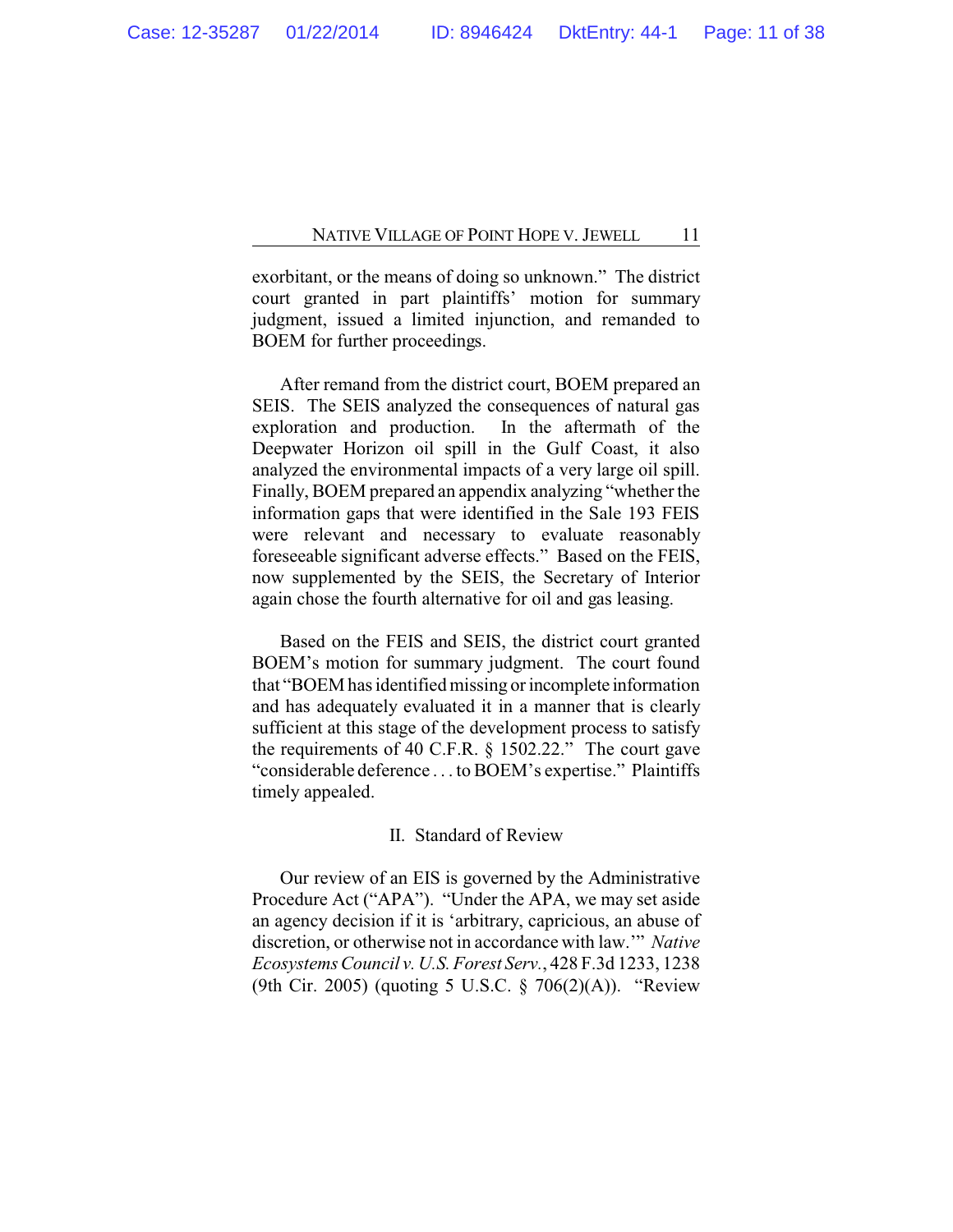exorbitant, or the means of doing so unknown." The district court granted in part plaintiffs' motion for summary judgment, issued a limited injunction, and remanded to BOEM for further proceedings.

After remand from the district court, BOEM prepared an SEIS. The SEIS analyzed the consequences of natural gas exploration and production. In the aftermath of the Deepwater Horizon oil spill in the Gulf Coast, it also analyzed the environmental impacts of a very large oil spill. Finally, BOEM prepared an appendix analyzing "whether the information gaps that were identified in the Sale 193 FEIS were relevant and necessary to evaluate reasonably foreseeable significant adverse effects." Based on the FEIS, now supplemented by the SEIS, the Secretary of Interior again chose the fourth alternative for oil and gas leasing.

Based on the FEIS and SEIS, the district court granted BOEM's motion for summary judgment. The court found that "BOEM has identified missing or incomplete information and has adequately evaluated it in a manner that is clearly sufficient at this stage of the development process to satisfy the requirements of 40 C.F.R. § 1502.22." The court gave "considerable deference . . . to BOEM's expertise." Plaintiffs timely appealed.

## II. Standard of Review

Our review of an EIS is governed by the Administrative Procedure Act ("APA"). "Under the APA, we may set aside an agency decision if it is 'arbitrary, capricious, an abuse of discretion, or otherwise not in accordance with law.'" *Native Ecosystems Council v. U.S. Forest Serv.*, 428 F.3d 1233, 1238 (9th Cir. 2005) (quoting 5 U.S.C. § 706(2)(A)). "Review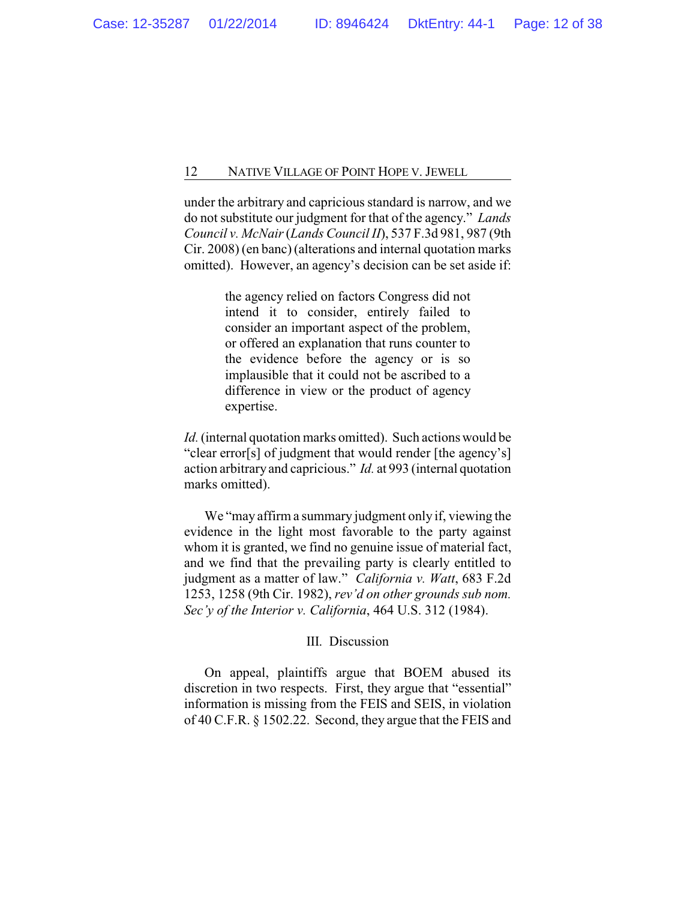under the arbitrary and capricious standard is narrow, and we do not substitute our judgment for that of the agency." *Lands Council v. McNair* (*Lands Council II*), 537 F.3d 981, 987 (9th Cir. 2008) (en banc) (alterations and internal quotation marks omitted). However, an agency's decision can be set aside if:

> the agency relied on factors Congress did not intend it to consider, entirely failed to consider an important aspect of the problem, or offered an explanation that runs counter to the evidence before the agency or is so implausible that it could not be ascribed to a difference in view or the product of agency expertise.

*Id.* (internal quotation marks omitted). Such actions would be "clear error[s] of judgment that would render [the agency's] action arbitrary and capricious." *Id.* at 993 (internal quotation marks omitted).

We "may affirm a summary judgment only if, viewing the evidence in the light most favorable to the party against whom it is granted, we find no genuine issue of material fact, and we find that the prevailing party is clearly entitled to judgment as a matter of law." *California v. Watt*, 683 F.2d 1253, 1258 (9th Cir. 1982), *rev'd on other grounds sub nom. Sec'y of the Interior v. California*, 464 U.S. 312 (1984).

## III. Discussion

On appeal, plaintiffs argue that BOEM abused its discretion in two respects. First, they argue that "essential" information is missing from the FEIS and SEIS, in violation of 40 C.F.R. § 1502.22. Second, they argue that the FEIS and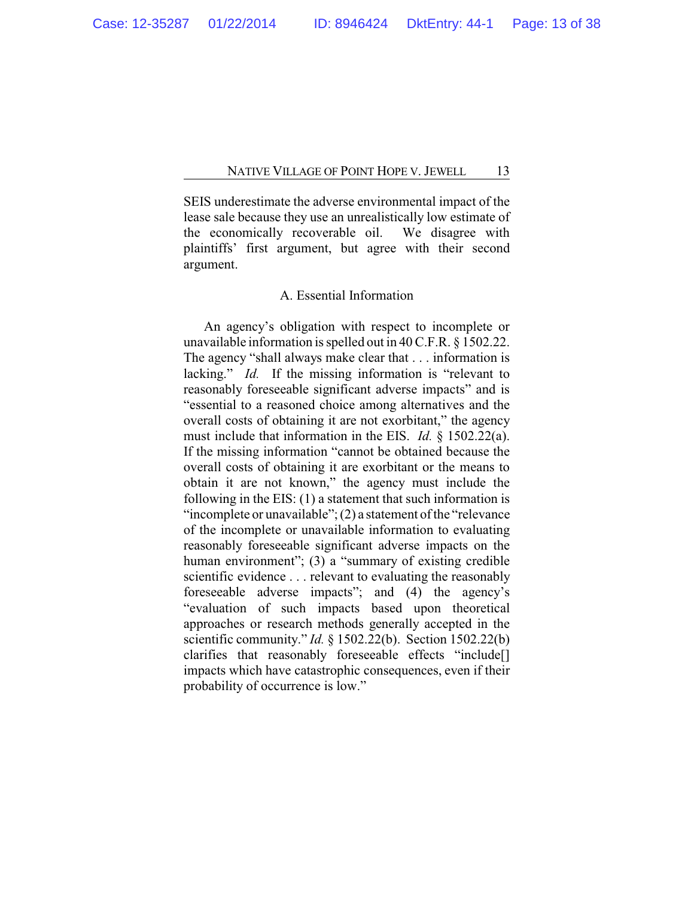SEIS underestimate the adverse environmental impact of the lease sale because they use an unrealistically low estimate of the economically recoverable oil. We disagree with plaintiffs' first argument, but agree with their second argument.

### A. Essential Information

An agency's obligation with respect to incomplete or unavailable information is spelled out in 40 C.F.R. § 1502.22. The agency "shall always make clear that . . . information is lacking." *Id.* If the missing information is "relevant to reasonably foreseeable significant adverse impacts" and is "essential to a reasoned choice among alternatives and the overall costs of obtaining it are not exorbitant," the agency must include that information in the EIS. *Id.* § 1502.22(a). If the missing information "cannot be obtained because the overall costs of obtaining it are exorbitant or the means to obtain it are not known," the agency must include the following in the EIS: (1) a statement that such information is "incomplete or unavailable"; (2) a statement of the "relevance of the incomplete or unavailable information to evaluating reasonably foreseeable significant adverse impacts on the human environment"; (3) a "summary of existing credible scientific evidence . . . relevant to evaluating the reasonably foreseeable adverse impacts"; and (4) the agency's "evaluation of such impacts based upon theoretical approaches or research methods generally accepted in the scientific community." *Id.* § 1502.22(b). Section 1502.22(b) clarifies that reasonably foreseeable effects "include[] impacts which have catastrophic consequences, even if their probability of occurrence is low."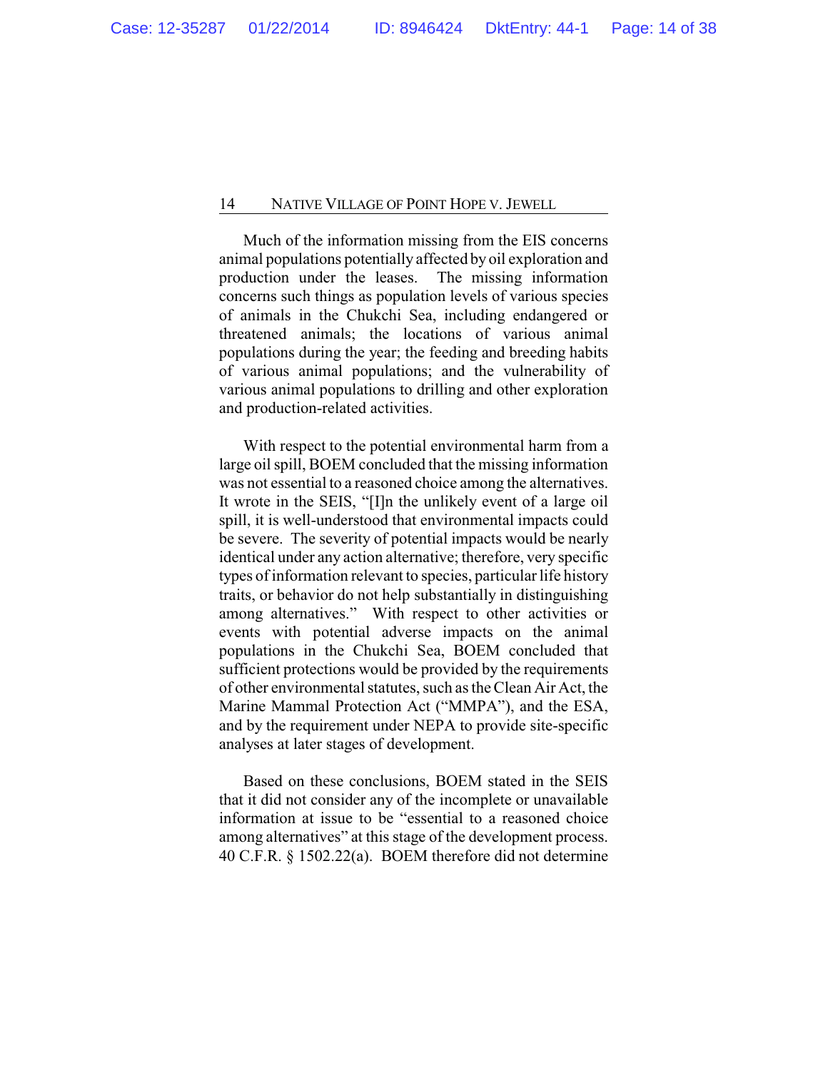Much of the information missing from the EIS concerns animal populations potentially affected by oil exploration and production under the leases. The missing information concerns such things as population levels of various species of animals in the Chukchi Sea, including endangered or threatened animals; the locations of various animal populations during the year; the feeding and breeding habits of various animal populations; and the vulnerability of various animal populations to drilling and other exploration and production-related activities.

With respect to the potential environmental harm from a large oil spill, BOEM concluded that the missing information was not essential to a reasoned choice among the alternatives. It wrote in the SEIS, "[I]n the unlikely event of a large oil spill, it is well-understood that environmental impacts could be severe. The severity of potential impacts would be nearly identical under any action alternative; therefore, very specific types of information relevant to species, particular life history traits, or behavior do not help substantially in distinguishing among alternatives." With respect to other activities or events with potential adverse impacts on the animal populations in the Chukchi Sea, BOEM concluded that sufficient protections would be provided by the requirements of other environmental statutes, such as the Clean Air Act, the Marine Mammal Protection Act ("MMPA"), and the ESA, and by the requirement under NEPA to provide site-specific analyses at later stages of development.

Based on these conclusions, BOEM stated in the SEIS that it did not consider any of the incomplete or unavailable information at issue to be "essential to a reasoned choice among alternatives" at this stage of the development process. 40 C.F.R. § 1502.22(a). BOEM therefore did not determine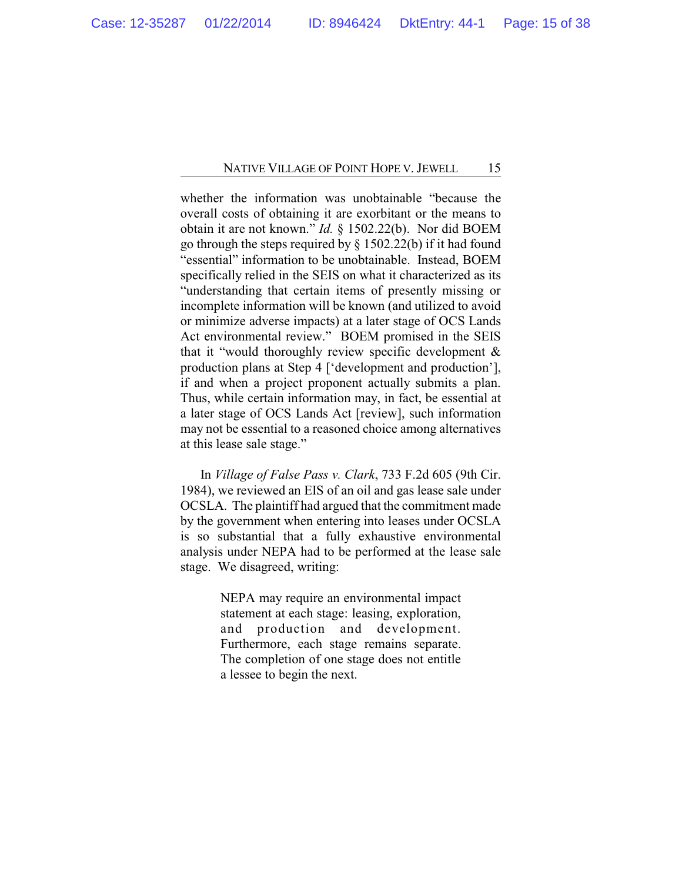whether the information was unobtainable "because the overall costs of obtaining it are exorbitant or the means to obtain it are not known." *Id.* § 1502.22(b). Nor did BOEM go through the steps required by § 1502.22(b) if it had found "essential" information to be unobtainable. Instead, BOEM specifically relied in the SEIS on what it characterized as its "understanding that certain items of presently missing or incomplete information will be known (and utilized to avoid or minimize adverse impacts) at a later stage of OCS Lands Act environmental review." BOEM promised in the SEIS that it "would thoroughly review specific development & production plans at Step 4 ['development and production'], if and when a project proponent actually submits a plan. Thus, while certain information may, in fact, be essential at a later stage of OCS Lands Act [review], such information may not be essential to a reasoned choice among alternatives at this lease sale stage."

In *Village of False Pass v. Clark*, 733 F.2d 605 (9th Cir. 1984), we reviewed an EIS of an oil and gas lease sale under OCSLA. The plaintiff had argued that the commitment made by the government when entering into leases under OCSLA is so substantial that a fully exhaustive environmental analysis under NEPA had to be performed at the lease sale stage. We disagreed, writing:

> NEPA may require an environmental impact statement at each stage: leasing, exploration, and production and development. Furthermore, each stage remains separate. The completion of one stage does not entitle a lessee to begin the next.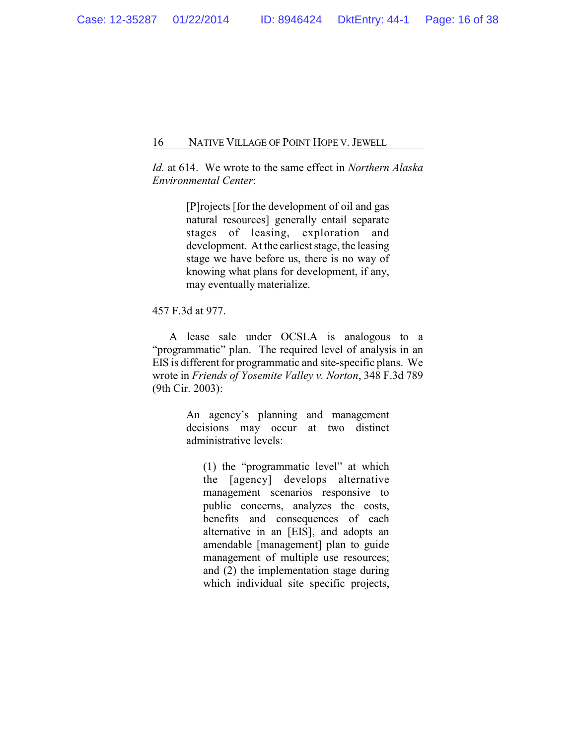*Id.* at 614. We wrote to the same effect in *Northern Alaska Environmental Center*:

> [P]rojects [for the development of oil and gas natural resources] generally entail separate stages of leasing, exploration and development. At the earliest stage, the leasing stage we have before us, there is no way of knowing what plans for development, if any, may eventually materialize.

457 F.3d at 977.

A lease sale under OCSLA is analogous to a "programmatic" plan. The required level of analysis in an EIS is different for programmatic and site-specific plans. We wrote in *Friends of Yosemite Valley v. Norton*, 348 F.3d 789 (9th Cir. 2003):

> An agency's planning and management decisions may occur at two distinct administrative levels:
>
> > (1) the "programmatic level" at which the [agency] develops alternative management scenarios responsive to public concerns, analyzes the costs, benefits and consequences of each alternative in an [EIS], and adopts an amendable [management] plan to guide management of multiple use resources; and (2) the implementation stage during which individual site specific projects,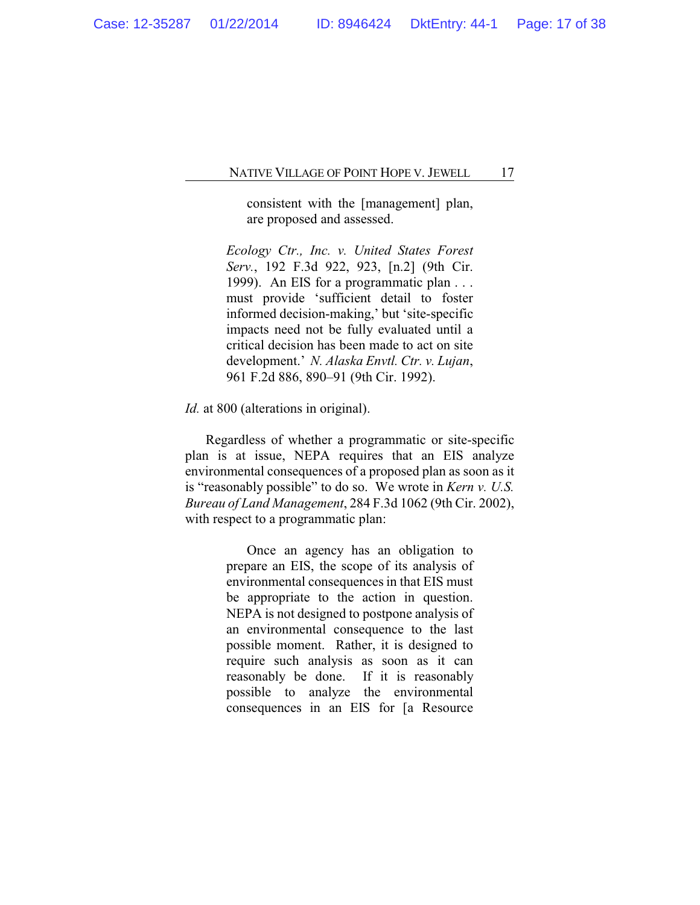> consistent with the [management] plan, are proposed and assessed.
>
> *Ecology Ctr., Inc. v. United States Forest Serv.*, 192 F.3d 922, 923, [n.2] (9th Cir. 1999). An EIS for a programmatic plan . . . must provide 'sufficient detail to foster informed decision-making,' but 'site-specific impacts need not be fully evaluated until a critical decision has been made to act on site development.' *N. Alaska Envtl. Ctr. v. Lujan*, 961 F.2d 886, 890–91 (9th Cir. 1992).

*Id.* at 800 (alterations in original).

Regardless of whether a programmatic or site-specific plan is at issue, NEPA requires that an EIS analyze environmental consequences of a proposed plan as soon as it is "reasonably possible" to do so. We wrote in *Kern v. U.S. Bureau of Land Management*, 284 F.3d 1062 (9th Cir. 2002), with respect to a programmatic plan:

> Once an agency has an obligation to prepare an EIS, the scope of its analysis of environmental consequences in that EIS must be appropriate to the action in question. NEPA is not designed to postpone analysis of an environmental consequence to the last possible moment. Rather, it is designed to require such analysis as soon as it can reasonably be done. If it is reasonably possible to analyze the environmental consequences in an EIS for [a Resource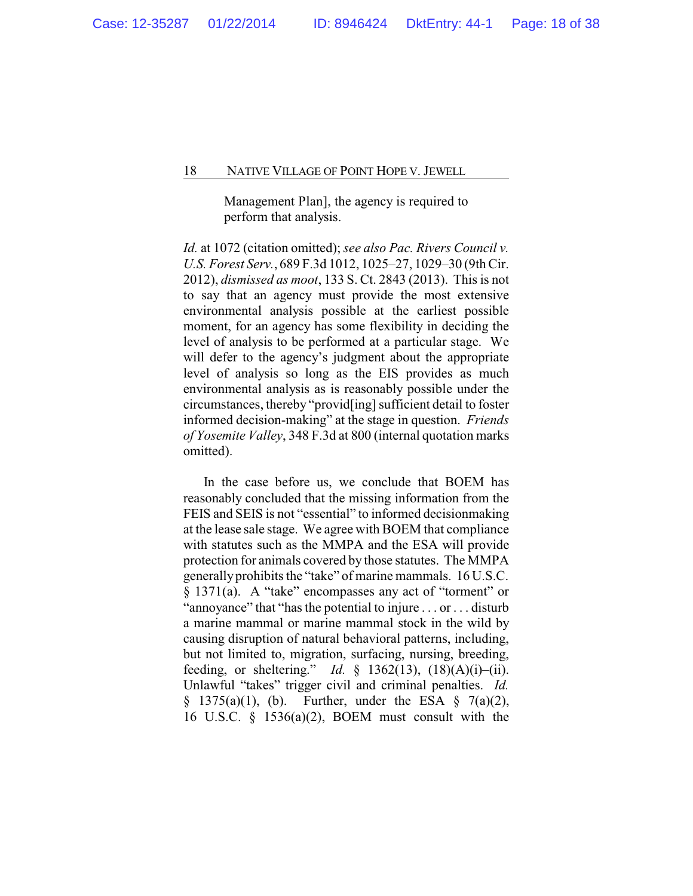> Management Plan], the agency is required to perform that analysis.

*Id.* at 1072 (citation omitted); *see also Pac. Rivers Council v. U.S. Forest Serv.*, 689 F.3d 1012, 1025–27, 1029–30 (9th Cir. 2012), *dismissed as moot*, 133 S. Ct. 2843 (2013). This is not to say that an agency must provide the most extensive environmental analysis possible at the earliest possible moment, for an agency has some flexibility in deciding the level of analysis to be performed at a particular stage. We will defer to the agency's judgment about the appropriate level of analysis so long as the EIS provides as much environmental analysis as is reasonably possible under the circumstances, thereby "provid[ing] sufficient detail to foster informed decision-making" at the stage in question. *Friends of Yosemite Valley*, 348 F.3d at 800 (internal quotation marks omitted).

In the case before us, we conclude that BOEM has reasonably concluded that the missing information from the FEIS and SEIS is not "essential" to informed decisionmaking at the lease sale stage. We agree with BOEM that compliance with statutes such as the MMPA and the ESA will provide protection for animals covered by those statutes. The MMPA generally prohibits the "take" of marine mammals. 16 U.S.C. § 1371(a). A "take" encompasses any act of "torment" or "annoyance" that "has the potential to injure . . . or . . . disturb a marine mammal or marine mammal stock in the wild by causing disruption of natural behavioral patterns, including, but not limited to, migration, surfacing, nursing, breeding, feeding, or sheltering." *Id.* § 1362(13), (18)(A)(i)–(ii). Unlawful "takes" trigger civil and criminal penalties. *Id.* § 1375(a)(1), (b). Further, under the ESA § 7(a)(2), 16 U.S.C. § 1536(a)(2), BOEM must consult with the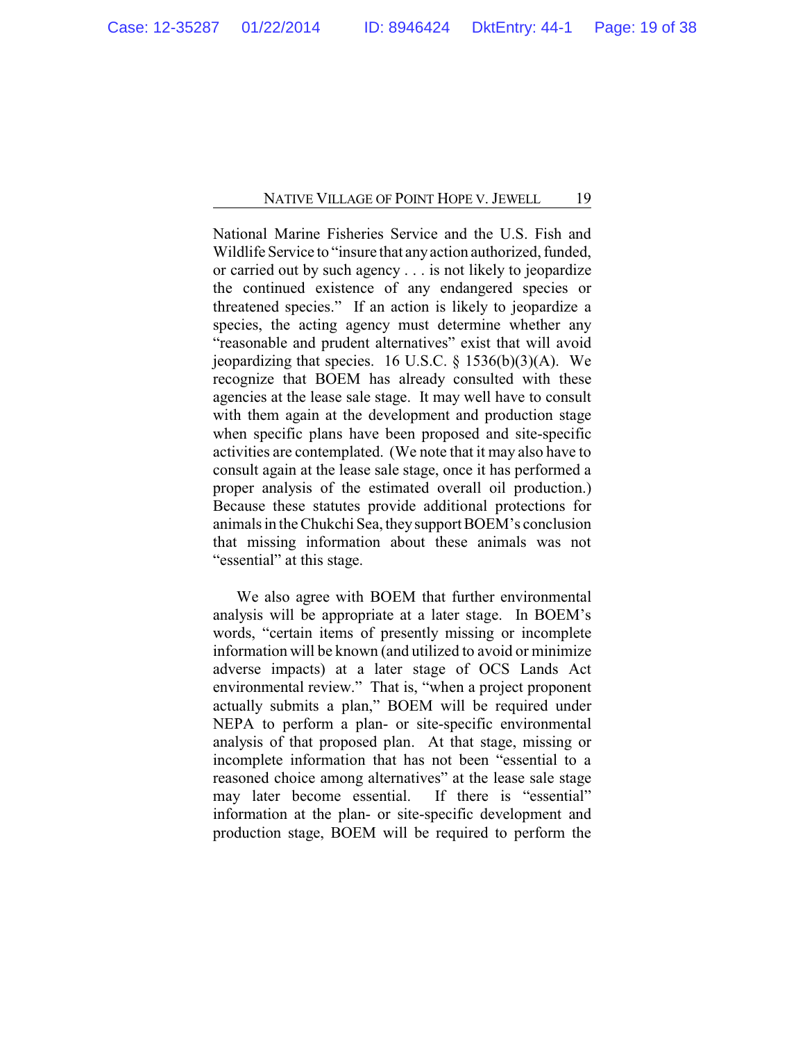National Marine Fisheries Service and the U.S. Fish and Wildlife Service to "insure that any action authorized, funded, or carried out by such agency . . . is not likely to jeopardize the continued existence of any endangered species or threatened species." If an action is likely to jeopardize a species, the acting agency must determine whether any "reasonable and prudent alternatives" exist that will avoid jeopardizing that species. 16 U.S.C. § 1536(b)(3)(A). We recognize that BOEM has already consulted with these agencies at the lease sale stage. It may well have to consult with them again at the development and production stage when specific plans have been proposed and site-specific activities are contemplated. (We note that it may also have to consult again at the lease sale stage, once it has performed a proper analysis of the estimated overall oil production.) Because these statutes provide additional protections for animals in the Chukchi Sea, they support BOEM's conclusion that missing information about these animals was not "essential" at this stage.

We also agree with BOEM that further environmental analysis will be appropriate at a later stage. In BOEM's words, "certain items of presently missing or incomplete information will be known (and utilized to avoid or minimize adverse impacts) at a later stage of OCS Lands Act environmental review." That is, "when a project proponent actually submits a plan," BOEM will be required under NEPA to perform a plan- or site-specific environmental analysis of that proposed plan. At that stage, missing or incomplete information that has not been "essential to a reasoned choice among alternatives" at the lease sale stage may later become essential. If there is "essential" information at the plan- or site-specific development and production stage, BOEM will be required to perform the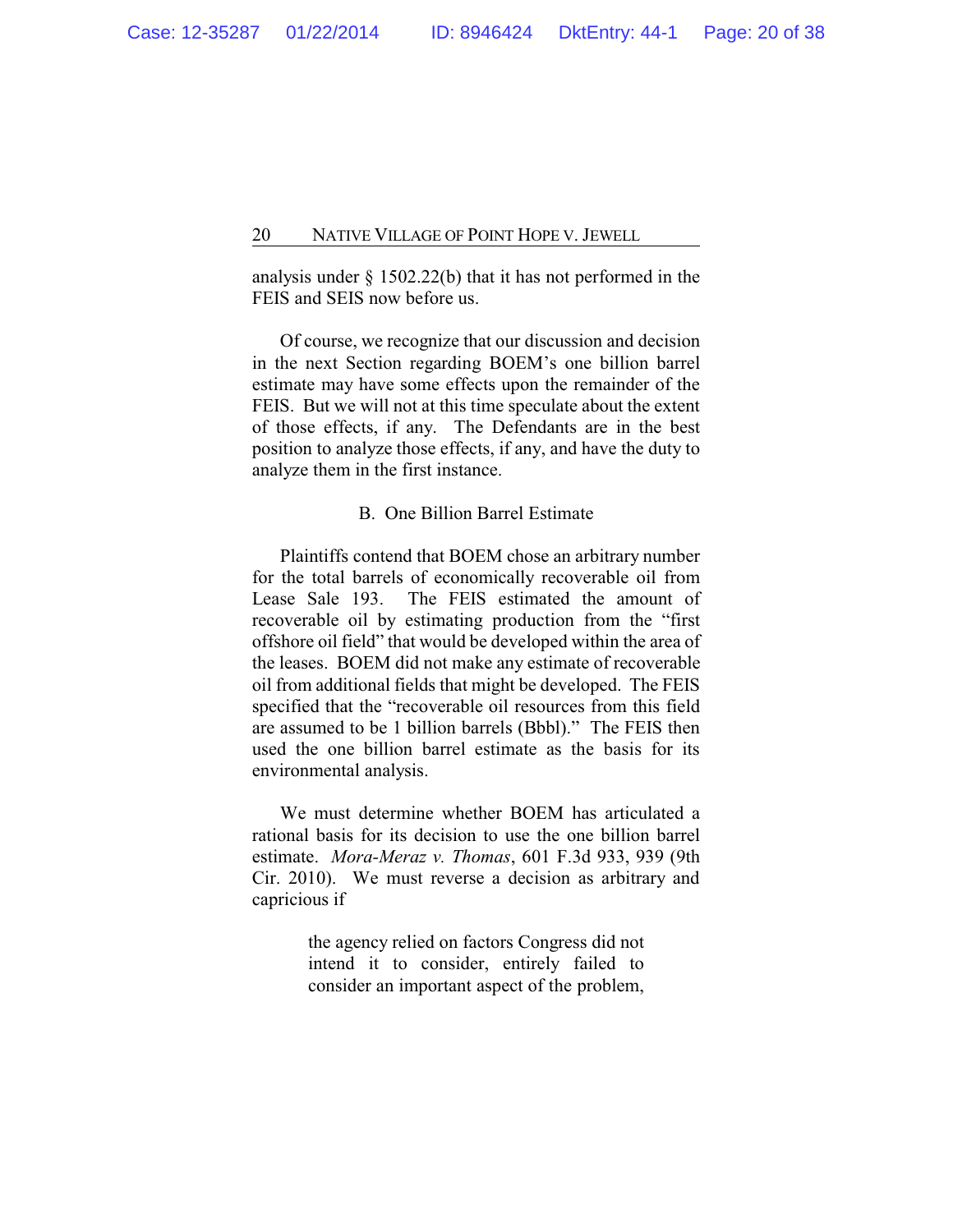analysis under § 1502.22(b) that it has not performed in the FEIS and SEIS now before us.

Of course, we recognize that our discussion and decision in the next Section regarding BOEM's one billion barrel estimate may have some effects upon the remainder of the FEIS. But we will not at this time speculate about the extent of those effects, if any. The Defendants are in the best position to analyze those effects, if any, and have the duty to analyze them in the first instance.

### B. One Billion Barrel Estimate

Plaintiffs contend that BOEM chose an arbitrary number for the total barrels of economically recoverable oil from Lease Sale 193. The FEIS estimated the amount of recoverable oil by estimating production from the "first offshore oil field" that would be developed within the area of the leases. BOEM did not make any estimate of recoverable oil from additional fields that might be developed. The FEIS specified that the "recoverable oil resources from this field are assumed to be 1 billion barrels (Bbbl)." The FEIS then used the one billion barrel estimate as the basis for its environmental analysis.

We must determine whether BOEM has articulated a rational basis for its decision to use the one billion barrel estimate. *Mora-Meraz v. Thomas*, 601 F.3d 933, 939 (9th Cir. 2010). We must reverse a decision as arbitrary and capricious if

> the agency relied on factors Congress did not intend it to consider, entirely failed to consider an important aspect of the problem,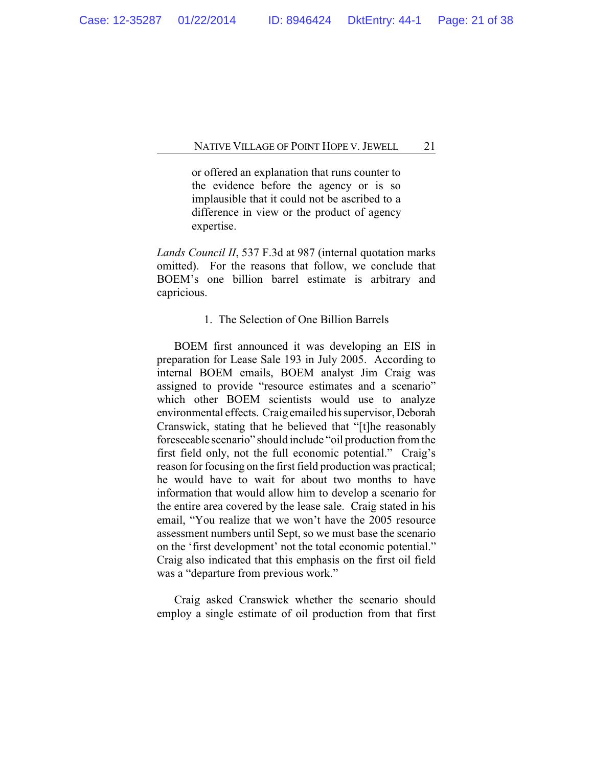> or offered an explanation that runs counter to the evidence before the agency or is so implausible that it could not be ascribed to a difference in view or the product of agency expertise.

*Lands Council II*, 537 F.3d at 987 (internal quotation marks omitted). For the reasons that follow, we conclude that BOEM's one billion barrel estimate is arbitrary and capricious.

1. The Selection of One Billion Barrels

BOEM first announced it was developing an EIS in preparation for Lease Sale 193 in July 2005. According to internal BOEM emails, BOEM analyst Jim Craig was assigned to provide "resource estimates and a scenario" which other BOEM scientists would use to analyze environmental effects. Craig emailed his supervisor, Deborah Cranswick, stating that he believed that "[t]he reasonably foreseeable scenario" should include "oil production from the first field only, not the full economic potential." Craig's reason for focusing on the first field production was practical; he would have to wait for about two months to have information that would allow him to develop a scenario for the entire area covered by the lease sale. Craig stated in his email, "You realize that we won't have the 2005 resource assessment numbers until Sept, so we must base the scenario on the 'first development' not the total economic potential." Craig also indicated that this emphasis on the first oil field was a "departure from previous work."

Craig asked Cranswick whether the scenario should employ a single estimate of oil production from that first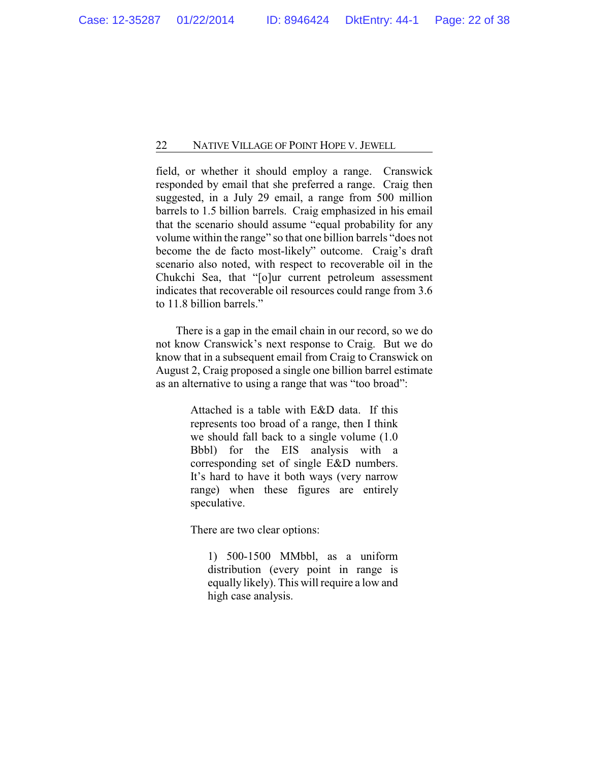field, or whether it should employ a range. Cranswick responded by email that she preferred a range. Craig then suggested, in a July 29 email, a range from 500 million barrels to 1.5 billion barrels. Craig emphasized in his email that the scenario should assume "equal probability for any volume within the range" so that one billion barrels "does not become the de facto most-likely" outcome. Craig's draft scenario also noted, with respect to recoverable oil in the Chukchi Sea, that "[o]ur current petroleum assessment indicates that recoverable oil resources could range from 3.6 to 11.8 billion barrels."

There is a gap in the email chain in our record, so we do not know Cranswick's next response to Craig. But we do know that in a subsequent email from Craig to Cranswick on August 2, Craig proposed a single one billion barrel estimate as an alternative to using a range that was "too broad":

> Attached is a table with E&D data. If this represents too broad of a range, then I think we should fall back to a single volume (1.0 Bbbl) for the EIS analysis with a corresponding set of single E&D numbers. It's hard to have it both ways (very narrow range) when these figures are entirely speculative.
>
> There are two clear options:
>
> > 1) 500-1500 MMbbl, as a uniform distribution (every point in range is equally likely). This will require a low and high case analysis.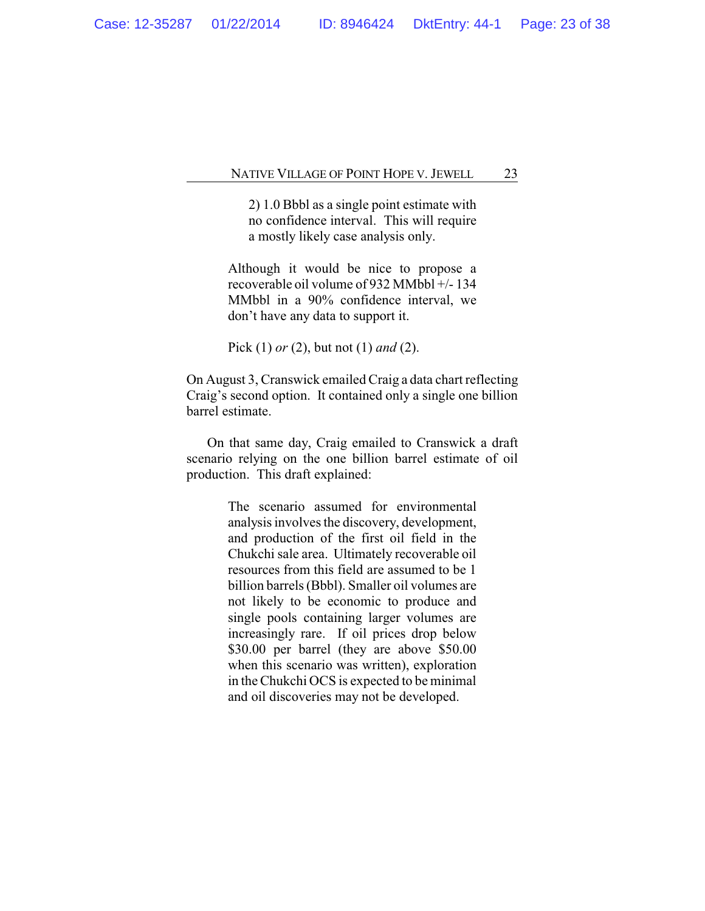> 2) 1.0 Bbbl as a single point estimate with no confidence interval. This will require a mostly likely case analysis only.
>
> Although it would be nice to propose a recoverable oil volume of 932 MMbbl +/- 134 MMbbl in a 90% confidence interval, we don't have any data to support it.
>
> Pick (1) *or* (2), but not (1) *and* (2).

On August 3, Cranswick emailed Craig a data chart reflecting Craig's second option. It contained only a single one billion barrel estimate.

On that same day, Craig emailed to Cranswick a draft scenario relying on the one billion barrel estimate of oil production. This draft explained:

> The scenario assumed for environmental analysis involves the discovery, development, and production of the first oil field in the Chukchi sale area. Ultimately recoverable oil resources from this field are assumed to be 1 billion barrels (Bbbl). Smaller oil volumes are not likely to be economic to produce and single pools containing larger volumes are increasingly rare. If oil prices drop below $30.00 per barrel (they are above $50.00 when this scenario was written), exploration in the Chukchi OCS is expected to be minimal and oil discoveries may not be developed.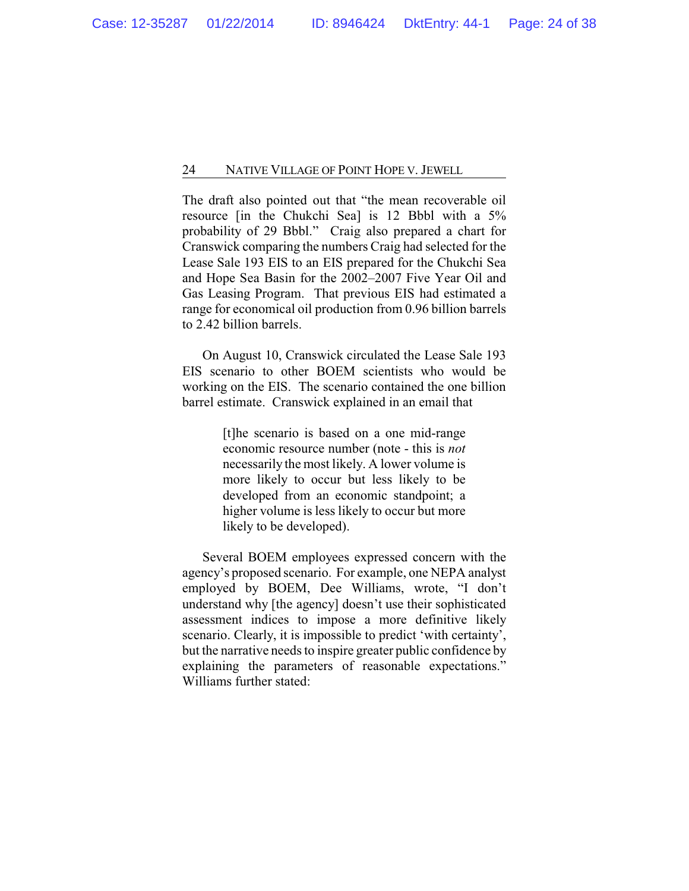The draft also pointed out that "the mean recoverable oil resource [in the Chukchi Sea] is 12 Bbbl with a 5% probability of 29 Bbbl." Craig also prepared a chart for Cranswick comparing the numbers Craig had selected for the Lease Sale 193 EIS to an EIS prepared for the Chukchi Sea and Hope Sea Basin for the 2002–2007 Five Year Oil and Gas Leasing Program. That previous EIS had estimated a range for economical oil production from 0.96 billion barrels to 2.42 billion barrels.

On August 10, Cranswick circulated the Lease Sale 193 EIS scenario to other BOEM scientists who would be working on the EIS. The scenario contained the one billion barrel estimate. Cranswick explained in an email that

> [t]he scenario is based on a one mid-range economic resource number (note - this is *not* necessarily the most likely. A lower volume is more likely to occur but less likely to be developed from an economic standpoint; a higher volume is less likely to occur but more likely to be developed).

Several BOEM employees expressed concern with the agency's proposed scenario. For example, one NEPA analyst employed by BOEM, Dee Williams, wrote, "I don't understand why [the agency] doesn't use their sophisticated assessment indices to impose a more definitive likely scenario. Clearly, it is impossible to predict 'with certainty', but the narrative needs to inspire greater public confidence by explaining the parameters of reasonable expectations." Williams further stated: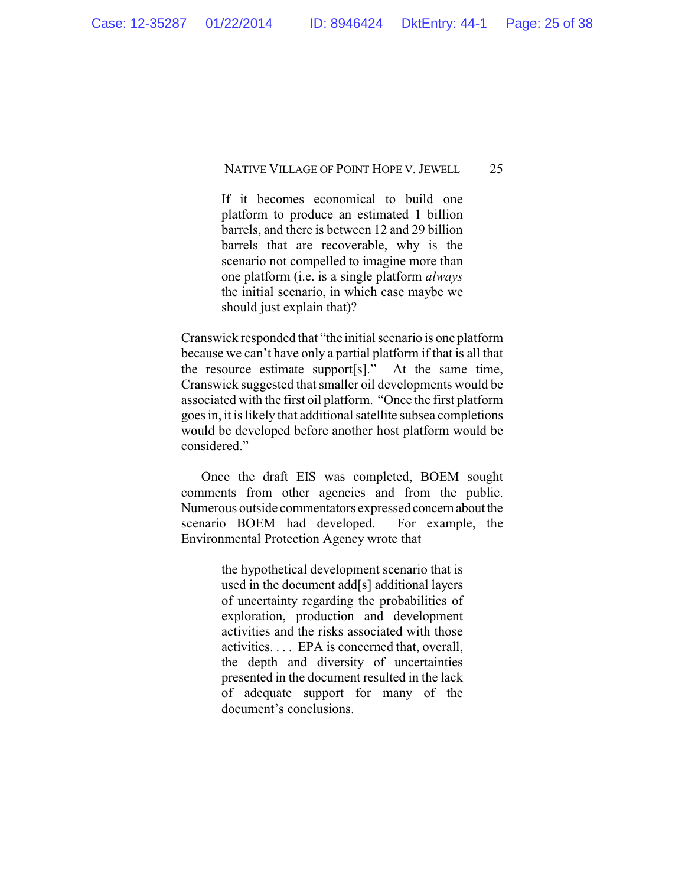> If it becomes economical to build one platform to produce an estimated 1 billion barrels, and there is between 12 and 29 billion barrels that are recoverable, why is the scenario not compelled to imagine more than one platform (i.e. is a single platform *always* the initial scenario, in which case maybe we should just explain that)?

Cranswick responded that "the initial scenario is one platform because we can't have only a partial platform if that is all that the resource estimate support[s]." At the same time, Cranswick suggested that smaller oil developments would be associated with the first oil platform. "Once the first platform goes in, it is likely that additional satellite subsea completions would be developed before another host platform would be considered."

Once the draft EIS was completed, BOEM sought comments from other agencies and from the public. Numerous outside commentators expressed concern about the scenario BOEM had developed. For example, the Environmental Protection Agency wrote that

> the hypothetical development scenario that is used in the document add[s] additional layers of uncertainty regarding the probabilities of exploration, production and development activities and the risks associated with those activities. . . . EPA is concerned that, overall, the depth and diversity of uncertainties presented in the document resulted in the lack of adequate support for many of the document's conclusions.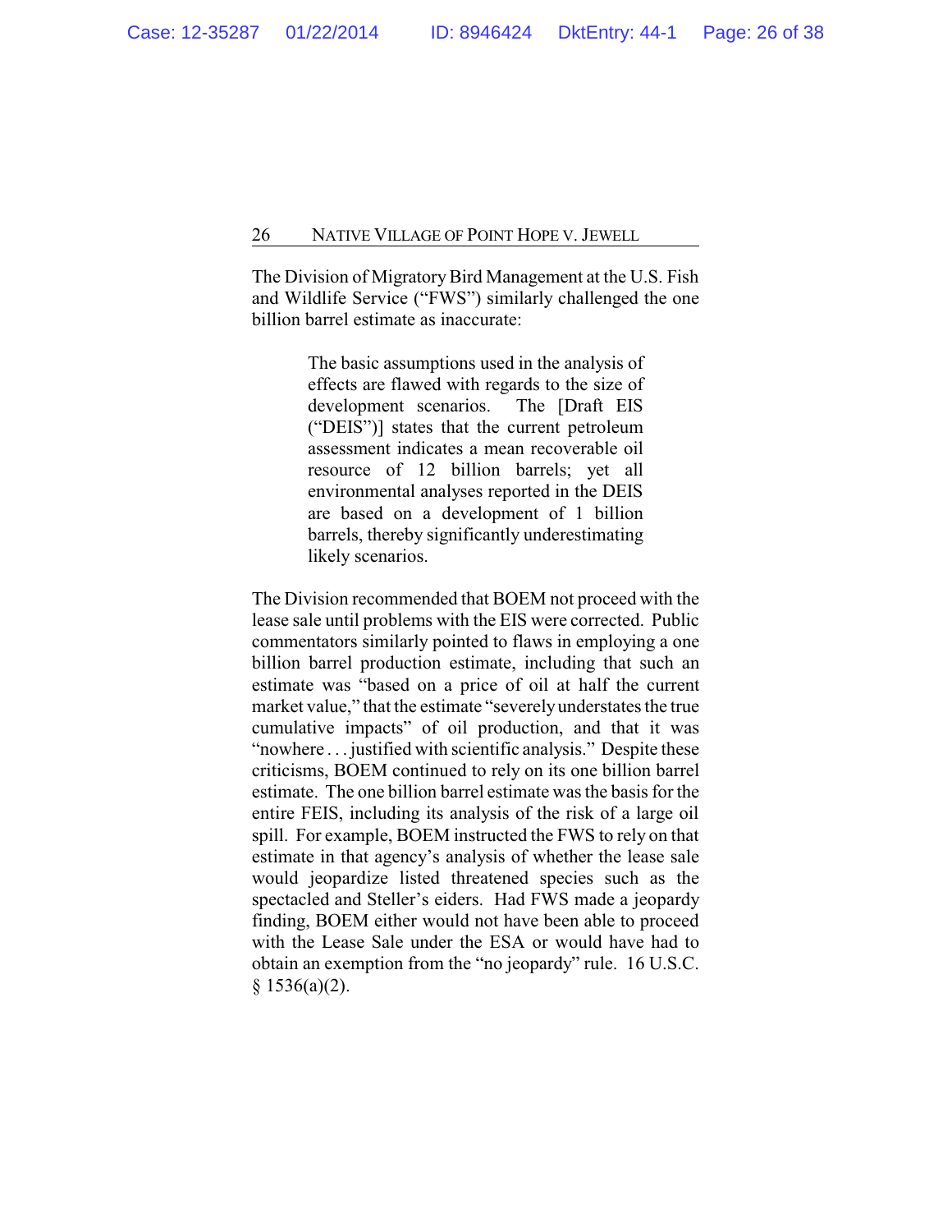The Division of Migratory Bird Management at the U.S. Fish and Wildlife Service ("FWS") similarly challenged the one billion barrel estimate as inaccurate:

> The basic assumptions used in the analysis of effects are flawed with regards to the size of development scenarios. The [Draft EIS ("DEIS")] states that the current petroleum assessment indicates a mean recoverable oil resource of 12 billion barrels; yet all environmental analyses reported in the DEIS are based on a development of 1 billion barrels, thereby significantly underestimating likely scenarios.

The Division recommended that BOEM not proceed with the lease sale until problems with the EIS were corrected. Public commentators similarly pointed to flaws in employing a one billion barrel production estimate, including that such an estimate was "based on a price of oil at half the current market value," that the estimate "severely understates the true cumulative impacts" of oil production, and that it was "nowhere . . . justified with scientific analysis." Despite these criticisms, BOEM continued to rely on its one billion barrel estimate. The one billion barrel estimate was the basis for the entire FEIS, including its analysis of the risk of a large oil spill. For example, BOEM instructed the FWS to rely on that estimate in that agency's analysis of whether the lease sale would jeopardize listed threatened species such as the spectacled and Steller's eiders. Had FWS made a jeopardy finding, BOEM either would not have been able to proceed with the Lease Sale under the ESA or would have had to obtain an exemption from the "no jeopardy" rule. 16 U.S.C. § 1536(a)(2).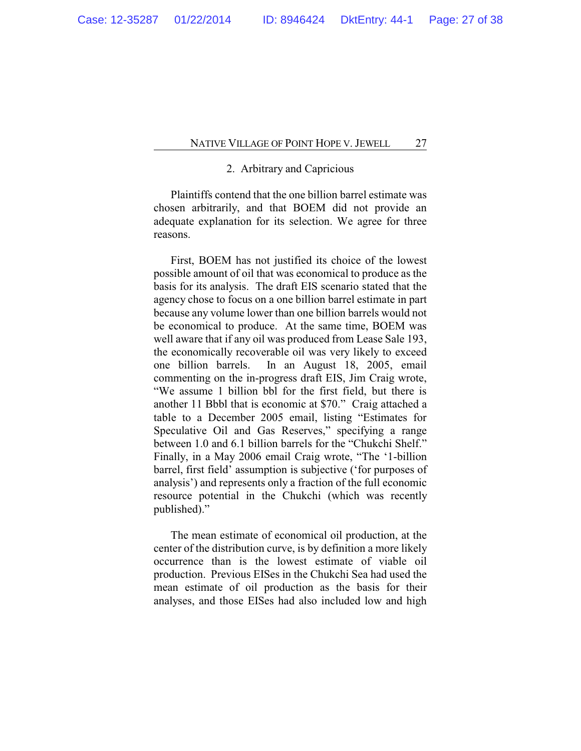### 2. Arbitrary and Capricious

Plaintiffs contend that the one billion barrel estimate was chosen arbitrarily, and that BOEM did not provide an adequate explanation for its selection. We agree for three reasons.

First, BOEM has not justified its choice of the lowest possible amount of oil that was economical to produce as the basis for its analysis. The draft EIS scenario stated that the agency chose to focus on a one billion barrel estimate in part because any volume lower than one billion barrels would not be economical to produce. At the same time, BOEM was well aware that if any oil was produced from Lease Sale 193, the economically recoverable oil was very likely to exceed one billion barrels. In an August 18, 2005, email commenting on the in-progress draft EIS, Jim Craig wrote, "We assume 1 billion bbl for the first field, but there is another 11 Bbbl that is economic at $70." Craig attached a table to a December 2005 email, listing "Estimates for Speculative Oil and Gas Reserves," specifying a range between 1.0 and 6.1 billion barrels for the "Chukchi Shelf." Finally, in a May 2006 email Craig wrote, "The '1-billion barrel, first field' assumption is subjective ('for purposes of analysis') and represents only a fraction of the full economic resource potential in the Chukchi (which was recently published)."

The mean estimate of economical oil production, at the center of the distribution curve, is by definition a more likely occurrence than is the lowest estimate of viable oil production. Previous EISes in the Chukchi Sea had used the mean estimate of oil production as the basis for their analyses, and those EISes had also included low and high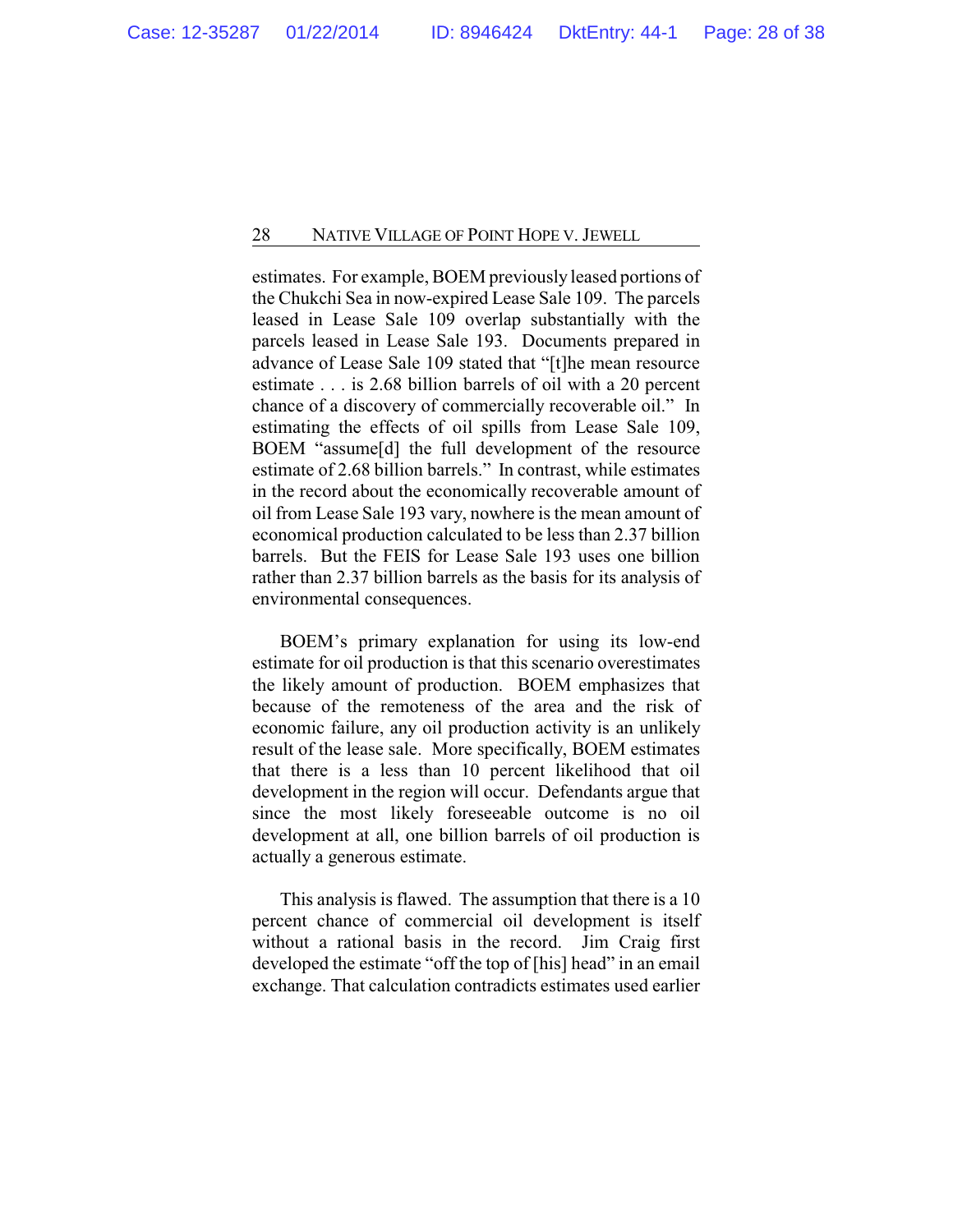estimates. For example, BOEM previously leased portions of the Chukchi Sea in now-expired Lease Sale 109. The parcels leased in Lease Sale 109 overlap substantially with the parcels leased in Lease Sale 193. Documents prepared in advance of Lease Sale 109 stated that "[t]he mean resource estimate . . . is 2.68 billion barrels of oil with a 20 percent chance of a discovery of commercially recoverable oil." In estimating the effects of oil spills from Lease Sale 109, BOEM "assume[d] the full development of the resource estimate of 2.68 billion barrels." In contrast, while estimates in the record about the economically recoverable amount of oil from Lease Sale 193 vary, nowhere is the mean amount of economical production calculated to be less than 2.37 billion barrels. But the FEIS for Lease Sale 193 uses one billion rather than 2.37 billion barrels as the basis for its analysis of environmental consequences.

BOEM's primary explanation for using its low-end estimate for oil production is that this scenario overestimates the likely amount of production. BOEM emphasizes that because of the remoteness of the area and the risk of economic failure, any oil production activity is an unlikely result of the lease sale. More specifically, BOEM estimates that there is a less than 10 percent likelihood that oil development in the region will occur. Defendants argue that since the most likely foreseeable outcome is no oil development at all, one billion barrels of oil production is actually a generous estimate.

This analysis is flawed. The assumption that there is a 10 percent chance of commercial oil development is itself without a rational basis in the record. Jim Craig first developed the estimate "off the top of [his] head" in an email exchange. That calculation contradicts estimates used earlier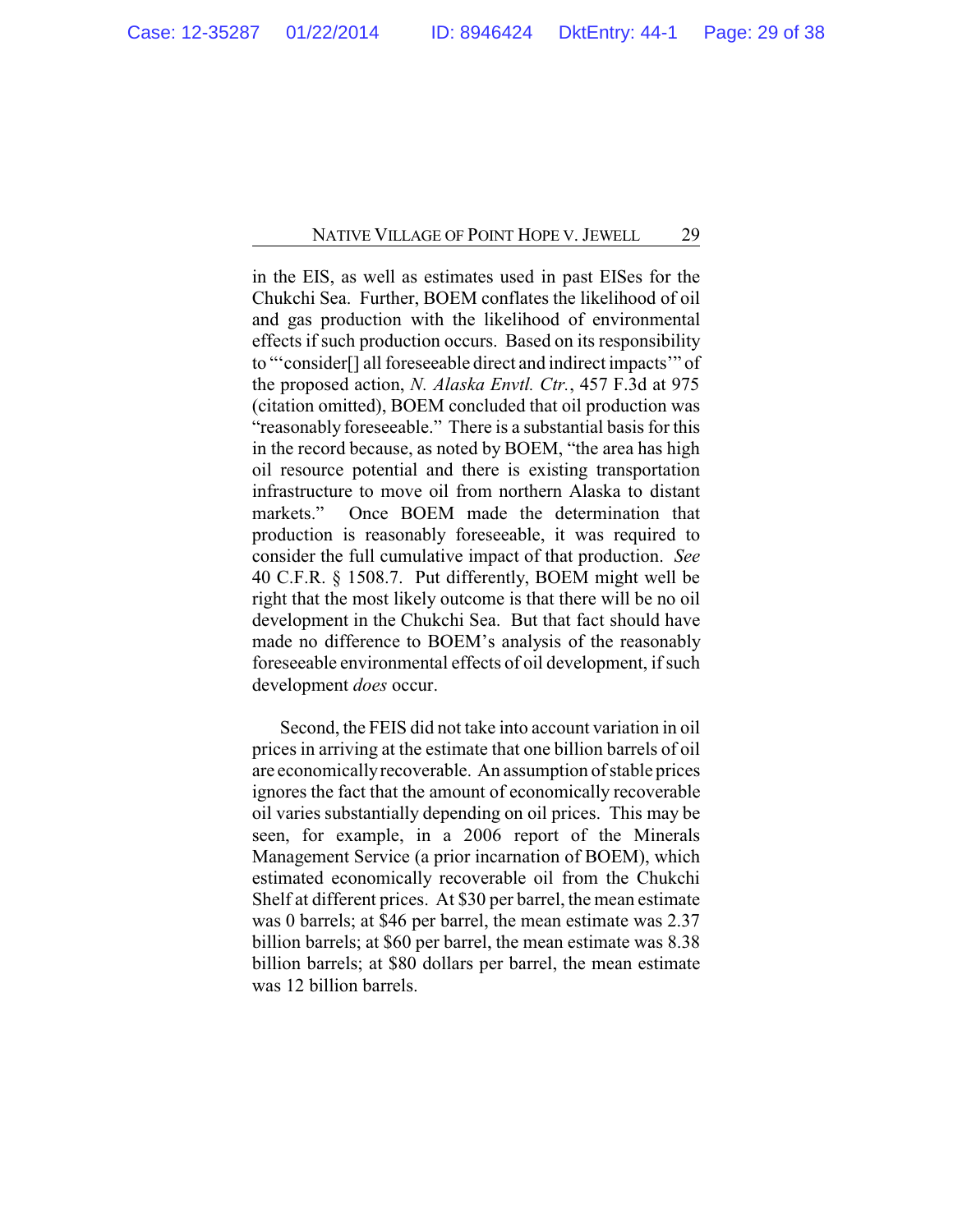in the EIS, as well as estimates used in past EISes for the Chukchi Sea. Further, BOEM conflates the likelihood of oil and gas production with the likelihood of environmental effects if such production occurs. Based on its responsibility to "'consider[] all foreseeable direct and indirect impacts'" of the proposed action, *N. Alaska Envtl. Ctr.*, 457 F.3d at 975 (citation omitted), BOEM concluded that oil production was "reasonably foreseeable." There is a substantial basis for this in the record because, as noted by BOEM, "the area has high oil resource potential and there is existing transportation infrastructure to move oil from northern Alaska to distant markets." Once BOEM made the determination that production is reasonably foreseeable, it was required to consider the full cumulative impact of that production. *See* 40 C.F.R. § 1508.7. Put differently, BOEM might well be right that the most likely outcome is that there will be no oil development in the Chukchi Sea. But that fact should have made no difference to BOEM's analysis of the reasonably foreseeable environmental effects of oil development, if such development *does* occur.

Second, the FEIS did not take into account variation in oil prices in arriving at the estimate that one billion barrels of oil are economically recoverable. An assumption of stable prices ignores the fact that the amount of economically recoverable oil varies substantially depending on oil prices. This may be seen, for example, in a 2006 report of the Minerals Management Service (a prior incarnation of BOEM), which estimated economically recoverable oil from the Chukchi Shelf at different prices. At $30 per barrel, the mean estimate was 0 barrels; at $46 per barrel, the mean estimate was 2.37 billion barrels; at $60 per barrel, the mean estimate was 8.38 billion barrels; at $80 dollars per barrel, the mean estimate was 12 billion barrels.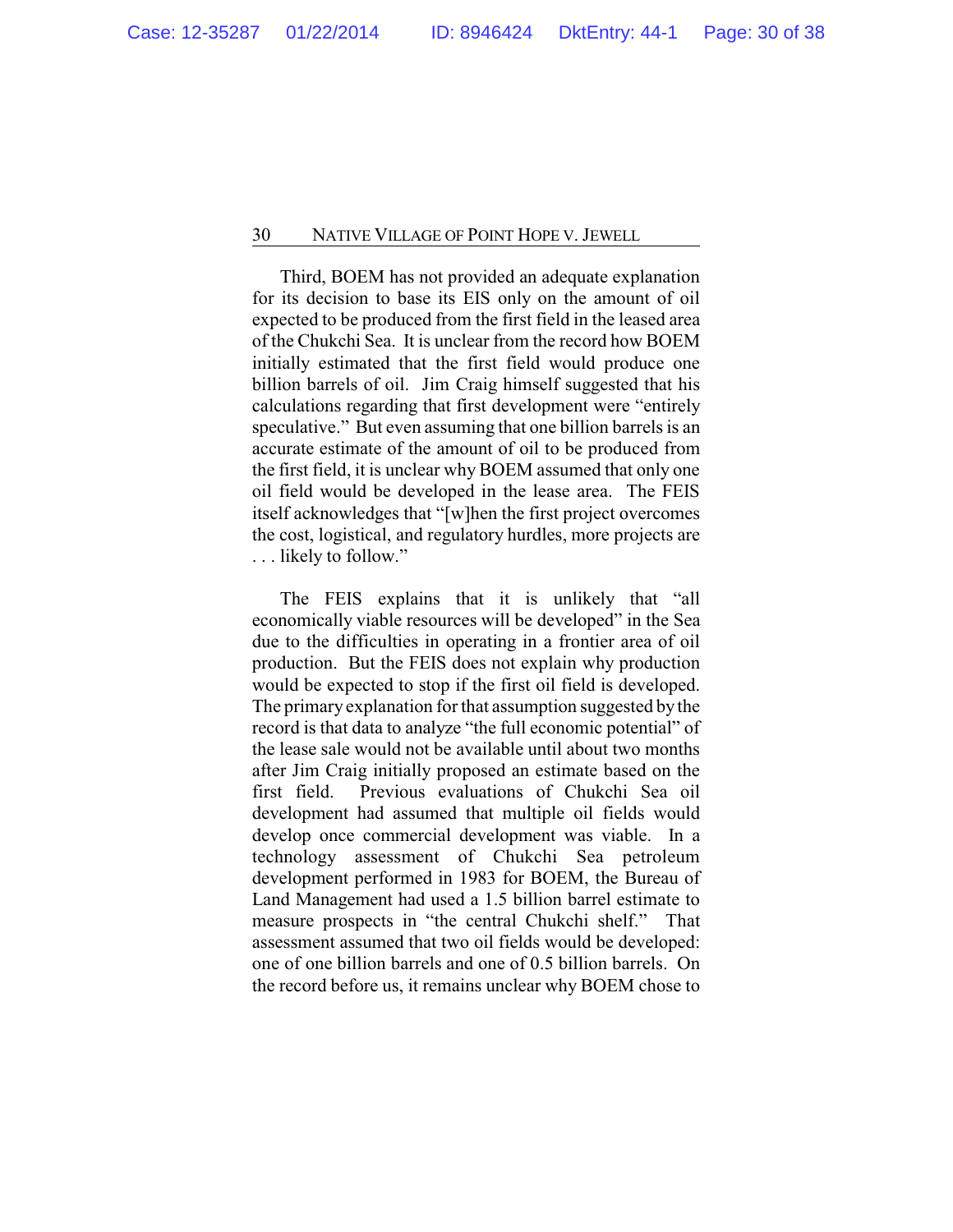Third, BOEM has not provided an adequate explanation for its decision to base its EIS only on the amount of oil expected to be produced from the first field in the leased area of the Chukchi Sea. It is unclear from the record how BOEM initially estimated that the first field would produce one billion barrels of oil. Jim Craig himself suggested that his calculations regarding that first development were "entirely speculative." But even assuming that one billion barrels is an accurate estimate of the amount of oil to be produced from the first field, it is unclear why BOEM assumed that only one oil field would be developed in the lease area. The FEIS itself acknowledges that "[w]hen the first project overcomes the cost, logistical, and regulatory hurdles, more projects are . . . likely to follow."

The FEIS explains that it is unlikely that "all economically viable resources will be developed" in the Sea due to the difficulties in operating in a frontier area of oil production. But the FEIS does not explain why production would be expected to stop if the first oil field is developed. The primary explanation for that assumption suggested by the record is that data to analyze "the full economic potential" of the lease sale would not be available until about two months after Jim Craig initially proposed an estimate based on the first field. Previous evaluations of Chukchi Sea oil development had assumed that multiple oil fields would develop once commercial development was viable. In a technology assessment of Chukchi Sea petroleum development performed in 1983 for BOEM, the Bureau of Land Management had used a 1.5 billion barrel estimate to measure prospects in "the central Chukchi shelf." That assessment assumed that two oil fields would be developed: one of one billion barrels and one of 0.5 billion barrels. On the record before us, it remains unclear why BOEM chose to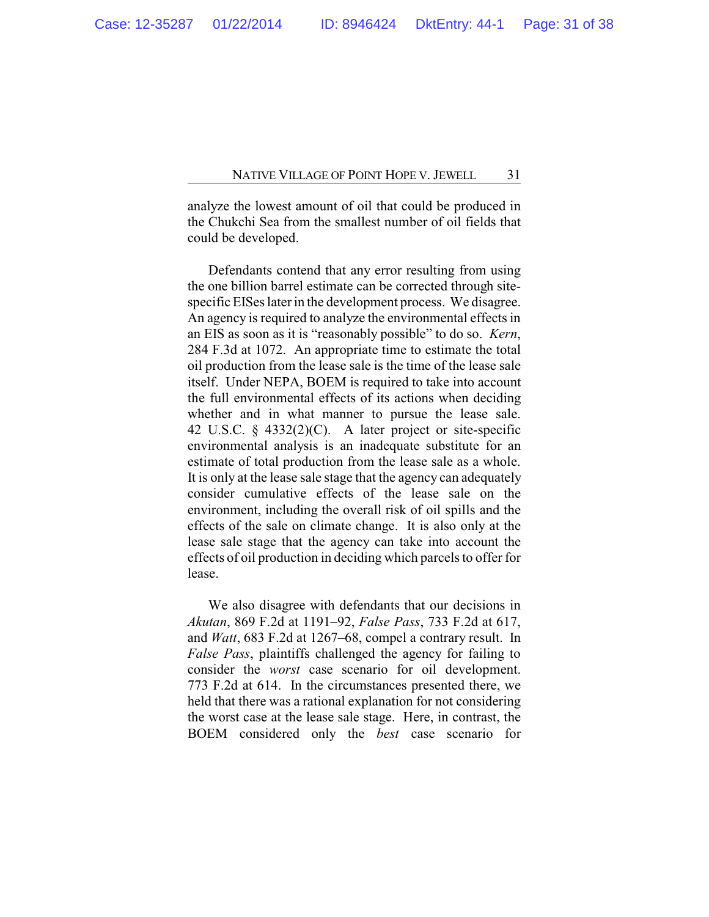analyze the lowest amount of oil that could be produced in the Chukchi Sea from the smallest number of oil fields that could be developed.

Defendants contend that any error resulting from using the one billion barrel estimate can be corrected through site-specific EISes later in the development process. We disagree. An agency is required to analyze the environmental effects in an EIS as soon as it is "reasonably possible" to do so. *Kern*, 284 F.3d at 1072. An appropriate time to estimate the total oil production from the lease sale is the time of the lease sale itself. Under NEPA, BOEM is required to take into account the full environmental effects of its actions when deciding whether and in what manner to pursue the lease sale. 42 U.S.C. § 4332(2)(C). A later project or site-specific environmental analysis is an inadequate substitute for an estimate of total production from the lease sale as a whole. It is only at the lease sale stage that the agency can adequately consider cumulative effects of the lease sale on the environment, including the overall risk of oil spills and the effects of the sale on climate change. It is also only at the lease sale stage that the agency can take into account the effects of oil production in deciding which parcels to offer for lease.

We also disagree with defendants that our decisions in *Akutan*, 869 F.2d at 1191–92, *False Pass*, 733 F.2d at 617, and *Watt*, 683 F.2d at 1267–68, compel a contrary result. In *False Pass*, plaintiffs challenged the agency for failing to consider the *worst* case scenario for oil development. 773 F.2d at 614. In the circumstances presented there, we held that there was a rational explanation for not considering the worst case at the lease sale stage. Here, in contrast, the BOEM considered only the *best* case scenario for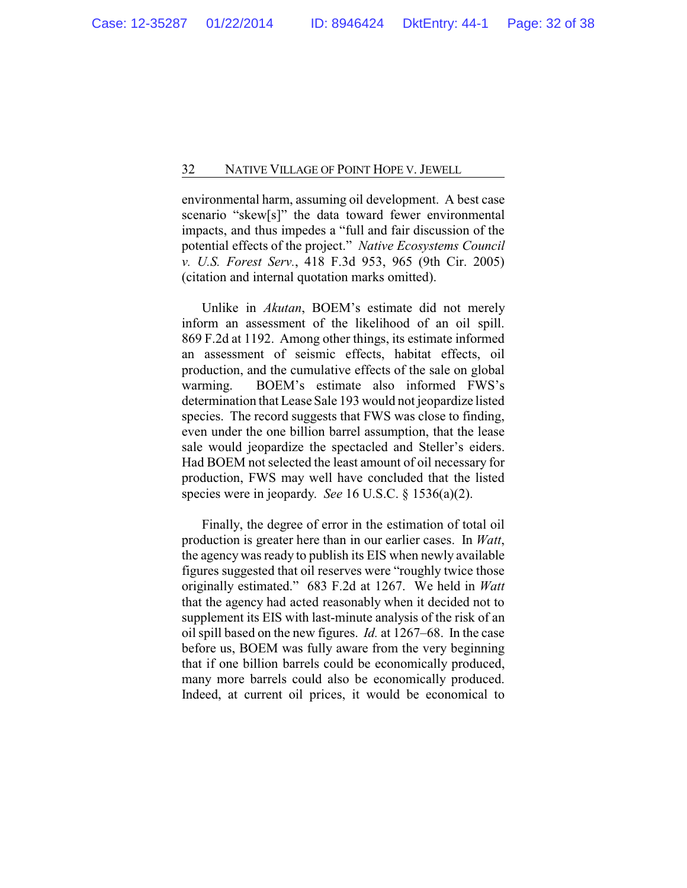environmental harm, assuming oil development. A best case scenario "skew[s]" the data toward fewer environmental impacts, and thus impedes a "full and fair discussion of the potential effects of the project." *Native Ecosystems Council v. U.S. Forest Serv.*, 418 F.3d 953, 965 (9th Cir. 2005) (citation and internal quotation marks omitted).

Unlike in *Akutan*, BOEM's estimate did not merely inform an assessment of the likelihood of an oil spill. 869 F.2d at 1192. Among other things, its estimate informed an assessment of seismic effects, habitat effects, oil production, and the cumulative effects of the sale on global warming. BOEM's estimate also informed FWS's determination that Lease Sale 193 would not jeopardize listed species. The record suggests that FWS was close to finding, even under the one billion barrel assumption, that the lease sale would jeopardize the spectacled and Steller's eiders. Had BOEM not selected the least amount of oil necessary for production, FWS may well have concluded that the listed species were in jeopardy. *See* 16 U.S.C. § 1536(a)(2).

Finally, the degree of error in the estimation of total oil production is greater here than in our earlier cases. In *Watt*, the agency was ready to publish its EIS when newly available figures suggested that oil reserves were "roughly twice those originally estimated." 683 F.2d at 1267. We held in *Watt* that the agency had acted reasonably when it decided not to supplement its EIS with last-minute analysis of the risk of an oil spill based on the new figures. *Id.* at 1267–68. In the case before us, BOEM was fully aware from the very beginning that if one billion barrels could be economically produced, many more barrels could also be economically produced. Indeed, at current oil prices, it would be economical to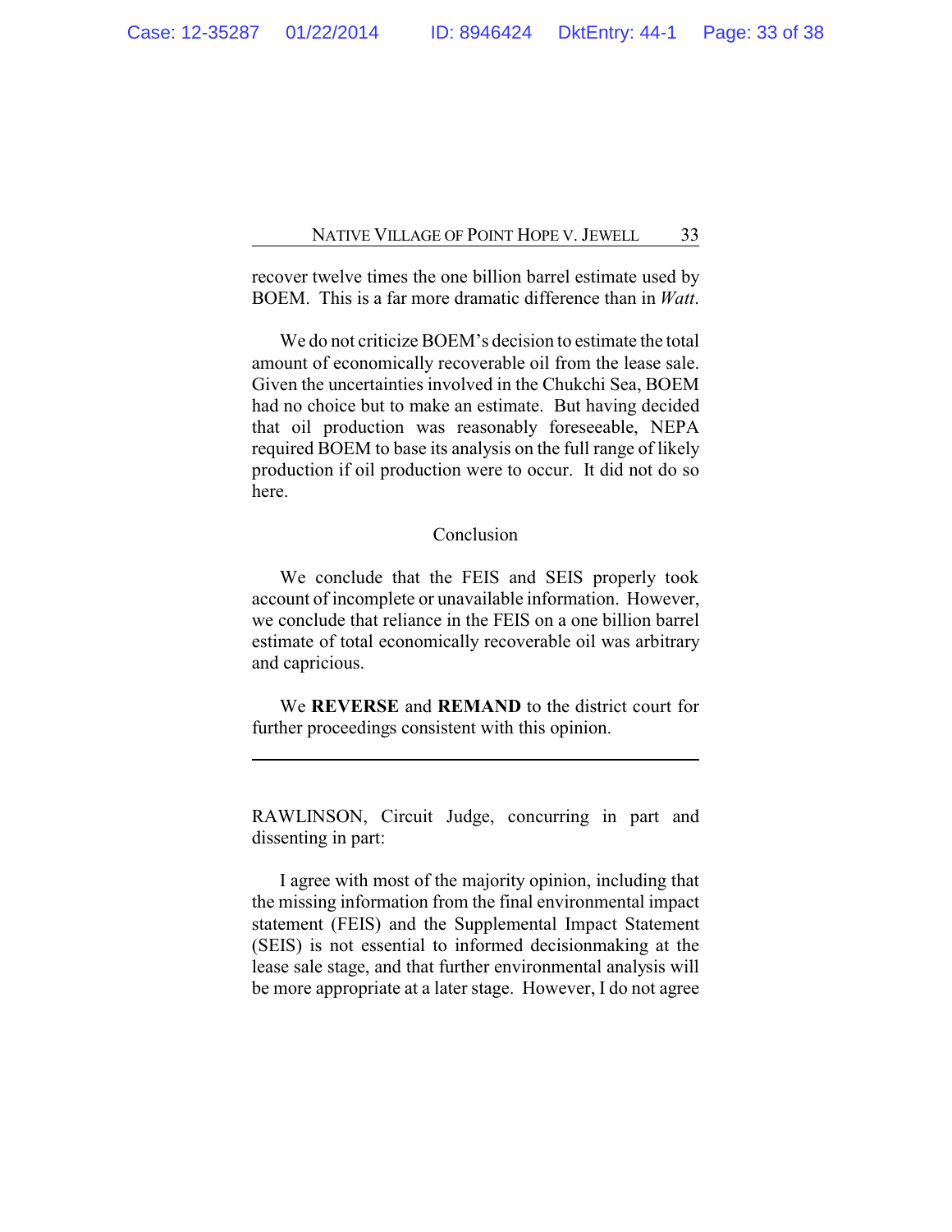recover twelve times the one billion barrel estimate used by BOEM. This is a far more dramatic difference than in *Watt*.

We do not criticize BOEM's decision to estimate the total amount of economically recoverable oil from the lease sale. Given the uncertainties involved in the Chukchi Sea, BOEM had no choice but to make an estimate. But having decided that oil production was reasonably foreseeable, NEPA required BOEM to base its analysis on the full range of likely production if oil production were to occur. It did not do so here.

## Conclusion

We conclude that the FEIS and SEIS properly took account of incomplete or unavailable information. However, we conclude that reliance in the FEIS on a one billion barrel estimate of total economically recoverable oil was arbitrary and capricious.

We **REVERSE** and **REMAND** to the district court for further proceedings consistent with this opinion.

---

RAWLINSON, Circuit Judge, concurring in part and dissenting in part:

I agree with most of the majority opinion, including that the missing information from the final environmental impact statement (FEIS) and the Supplemental Impact Statement (SEIS) is not essential to informed decisionmaking at the lease sale stage, and that further environmental analysis will be more appropriate at a later stage. However, I do not agree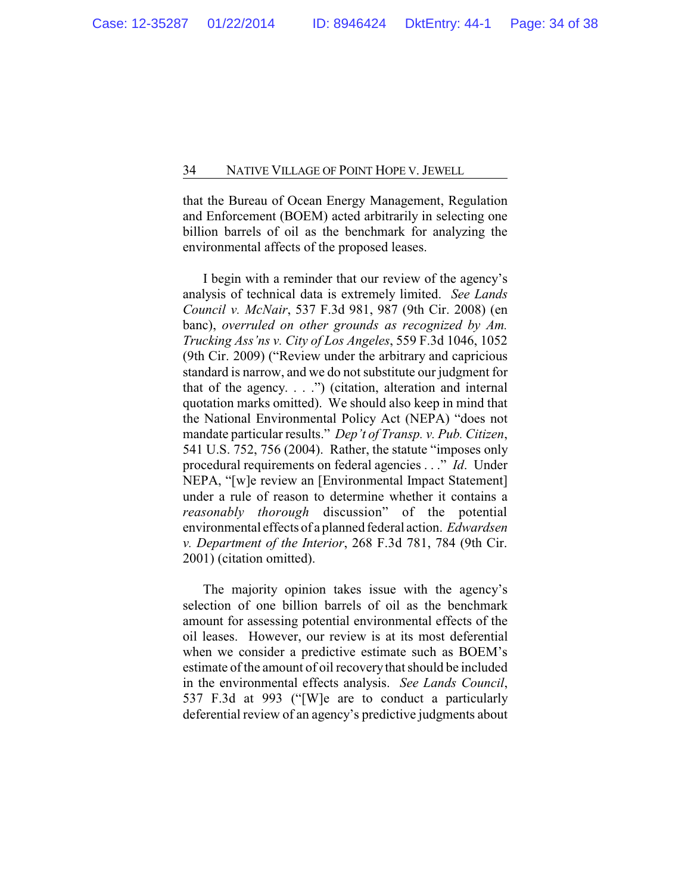that the Bureau of Ocean Energy Management, Regulation and Enforcement (BOEM) acted arbitrarily in selecting one billion barrels of oil as the benchmark for analyzing the environmental affects of the proposed leases.

I begin with a reminder that our review of the agency's analysis of technical data is extremely limited. *See Lands Council v. McNair*, 537 F.3d 981, 987 (9th Cir. 2008) (en banc), *overruled on other grounds as recognized by Am. Trucking Ass'ns v. City of Los Angeles*, 559 F.3d 1046, 1052 (9th Cir. 2009) ("Review under the arbitrary and capricious standard is narrow, and we do not substitute our judgment for that of the agency. . . .") (citation, alteration and internal quotation marks omitted). We should also keep in mind that the National Environmental Policy Act (NEPA) "does not mandate particular results." *Dep't of Transp. v. Pub. Citizen*, 541 U.S. 752, 756 (2004). Rather, the statute "imposes only procedural requirements on federal agencies . . ." *Id*. Under NEPA, "[w]e review an [Environmental Impact Statement] under a rule of reason to determine whether it contains a *reasonably thorough* discussion" of the potential environmental effects of a planned federal action. *Edwardsen v. Department of the Interior*, 268 F.3d 781, 784 (9th Cir. 2001) (citation omitted).

The majority opinion takes issue with the agency's selection of one billion barrels of oil as the benchmark amount for assessing potential environmental effects of the oil leases. However, our review is at its most deferential when we consider a predictive estimate such as BOEM's estimate of the amount of oil recovery that should be included in the environmental effects analysis. *See Lands Council*, 537 F.3d at 993 ("[W]e are to conduct a particularly deferential review of an agency's predictive judgments about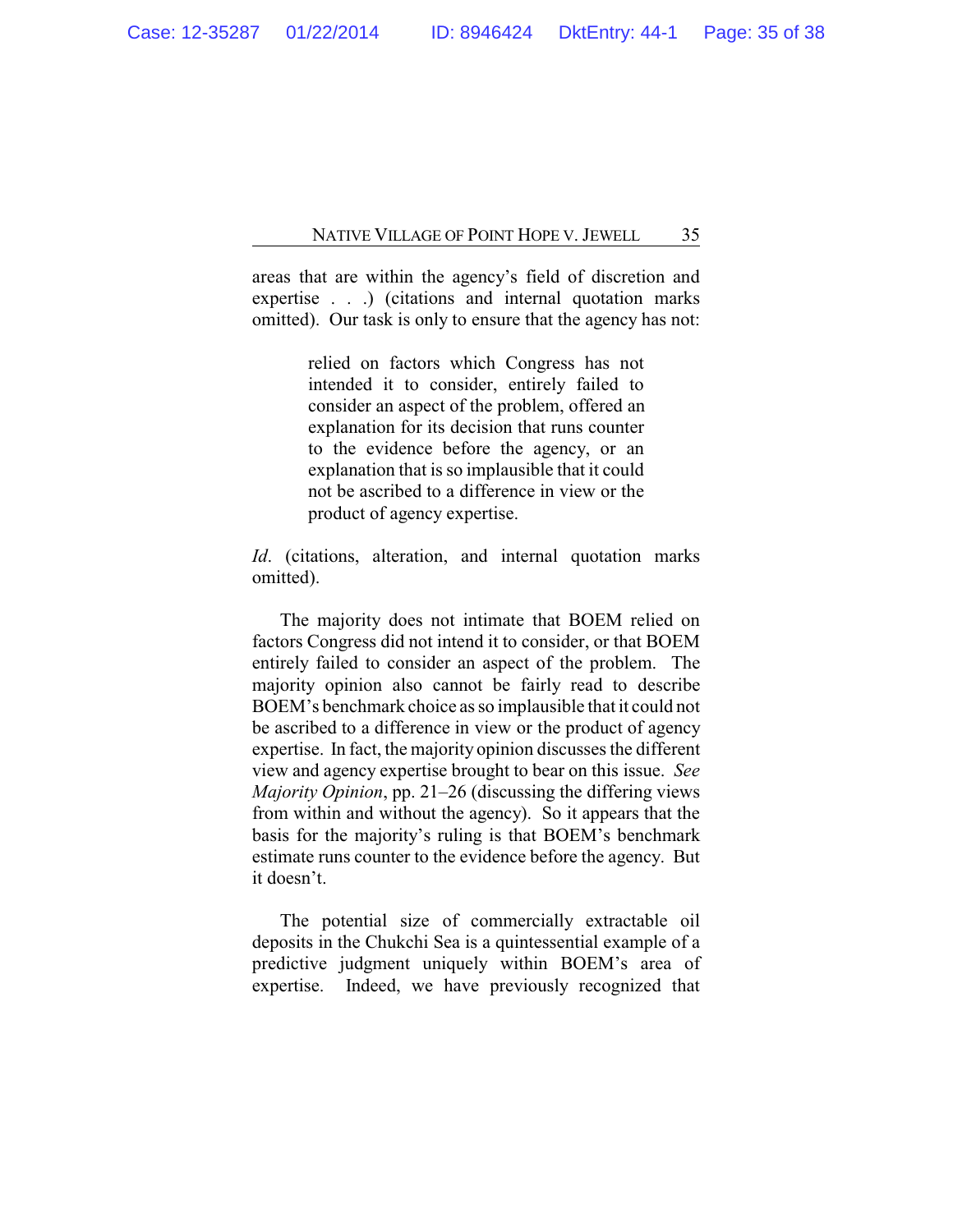areas that are within the agency's field of discretion and expertise . . .) (citations and internal quotation marks omitted). Our task is only to ensure that the agency has not:

> relied on factors which Congress has not intended it to consider, entirely failed to consider an aspect of the problem, offered an explanation for its decision that runs counter to the evidence before the agency, or an explanation that is so implausible that it could not be ascribed to a difference in view or the product of agency expertise.

*Id*. (citations, alteration, and internal quotation marks omitted).

The majority does not intimate that BOEM relied on factors Congress did not intend it to consider, or that BOEM entirely failed to consider an aspect of the problem. The majority opinion also cannot be fairly read to describe BOEM's benchmark choice as so implausible that it could not be ascribed to a difference in view or the product of agency expertise. In fact, the majority opinion discusses the different view and agency expertise brought to bear on this issue. *See Majority Opinion*, pp. 21–26 (discussing the differing views from within and without the agency). So it appears that the basis for the majority's ruling is that BOEM's benchmark estimate runs counter to the evidence before the agency. But it doesn't.

The potential size of commercially extractable oil deposits in the Chukchi Sea is a quintessential example of a predictive judgment uniquely within BOEM's area of expertise. Indeed, we have previously recognized that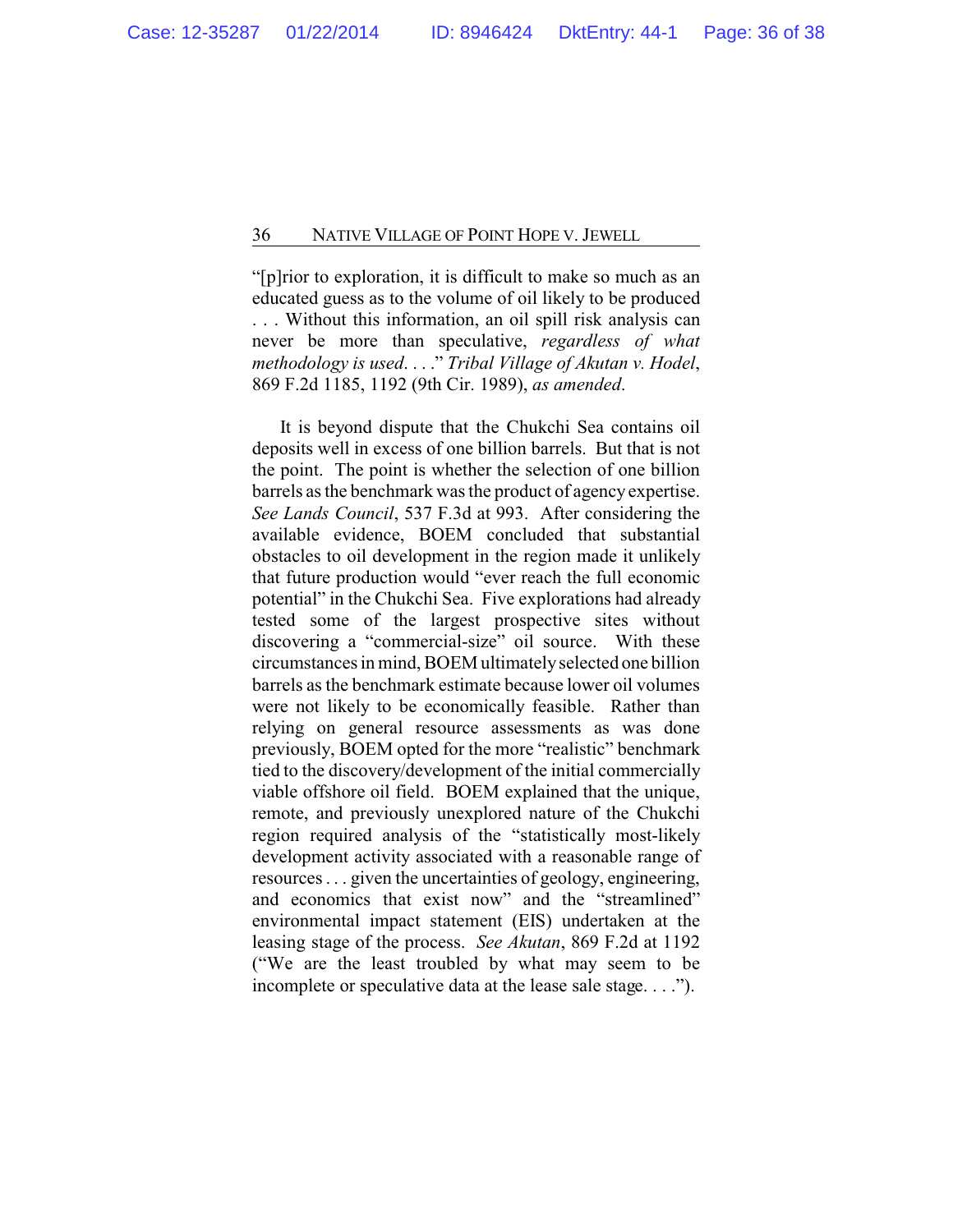"[p]rior to exploration, it is difficult to make so much as an educated guess as to the volume of oil likely to be produced . . . Without this information, an oil spill risk analysis can never be more than speculative, *regardless of what methodology is used*. . . ." *Tribal Village of Akutan v. Hodel*, 869 F.2d 1185, 1192 (9th Cir. 1989), *as amended*.

It is beyond dispute that the Chukchi Sea contains oil deposits well in excess of one billion barrels. But that is not the point. The point is whether the selection of one billion barrels as the benchmark was the product of agency expertise. *See Lands Council*, 537 F.3d at 993. After considering the available evidence, BOEM concluded that substantial obstacles to oil development in the region made it unlikely that future production would "ever reach the full economic potential" in the Chukchi Sea. Five explorations had already tested some of the largest prospective sites without discovering a "commercial-size" oil source. With these circumstances in mind, BOEM ultimately selected one billion barrels as the benchmark estimate because lower oil volumes were not likely to be economically feasible. Rather than relying on general resource assessments as was done previously, BOEM opted for the more "realistic" benchmark tied to the discovery/development of the initial commercially viable offshore oil field. BOEM explained that the unique, remote, and previously unexplored nature of the Chukchi region required analysis of the "statistically most-likely development activity associated with a reasonable range of resources . . . given the uncertainties of geology, engineering, and economics that exist now" and the "streamlined" environmental impact statement (EIS) undertaken at the leasing stage of the process. *See Akutan*, 869 F.2d at 1192 ("We are the least troubled by what may seem to be incomplete or speculative data at the lease sale stage. . . .").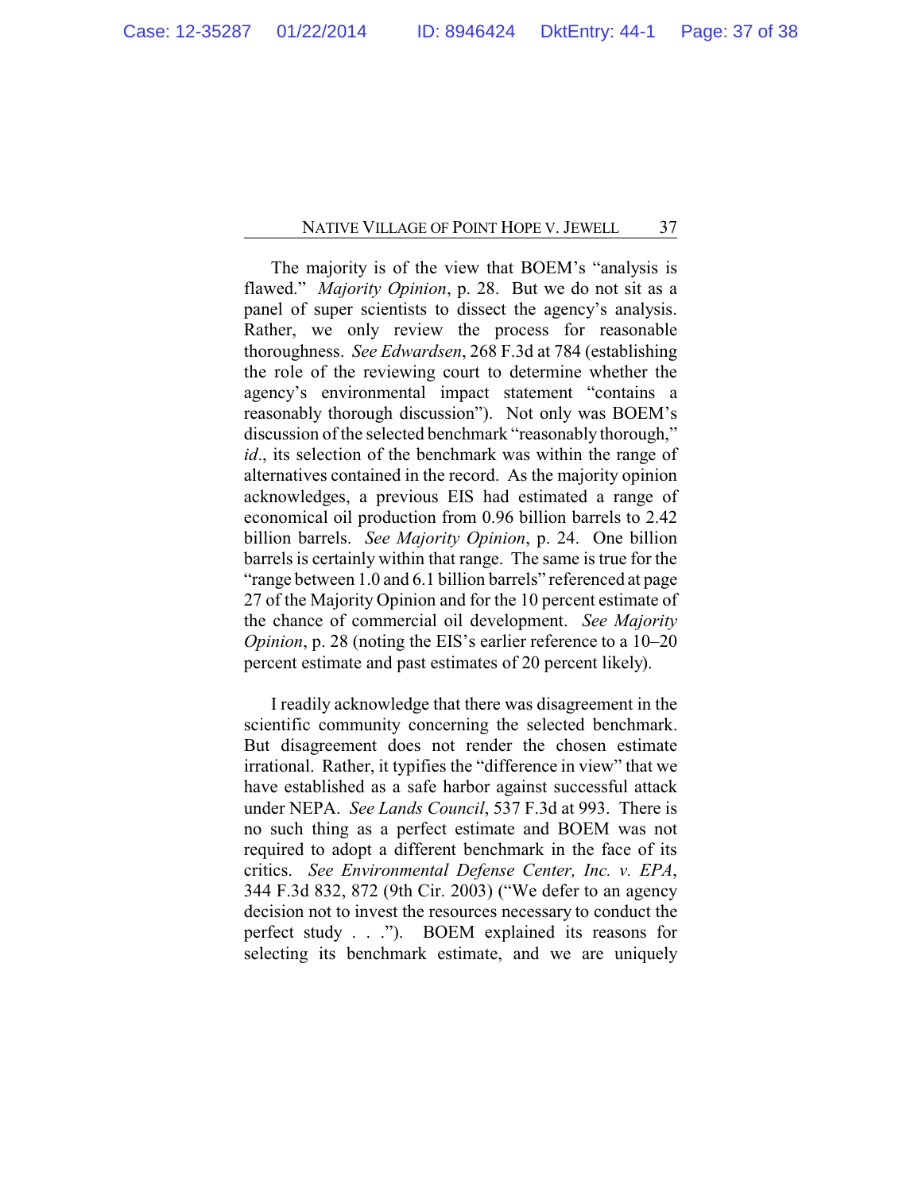The majority is of the view that BOEM's "analysis is flawed." *Majority Opinion*, p. 28. But we do not sit as a panel of super scientists to dissect the agency's analysis. Rather, we only review the process for reasonable thoroughness. *See Edwardsen*, 268 F.3d at 784 (establishing the role of the reviewing court to determine whether the agency's environmental impact statement "contains a reasonably thorough discussion"). Not only was BOEM's discussion of the selected benchmark "reasonably thorough," *id*., its selection of the benchmark was within the range of alternatives contained in the record. As the majority opinion acknowledges, a previous EIS had estimated a range of economical oil production from 0.96 billion barrels to 2.42 billion barrels. *See Majority Opinion*, p. 24. One billion barrels is certainly within that range. The same is true for the "range between 1.0 and 6.1 billion barrels" referenced at page 27 of the Majority Opinion and for the 10 percent estimate of the chance of commercial oil development. *See Majority Opinion*, p. 28 (noting the EIS's earlier reference to a 10–20 percent estimate and past estimates of 20 percent likely).

I readily acknowledge that there was disagreement in the scientific community concerning the selected benchmark. But disagreement does not render the chosen estimate irrational. Rather, it typifies the "difference in view" that we have established as a safe harbor against successful attack under NEPA. *See Lands Council*, 537 F.3d at 993. There is no such thing as a perfect estimate and BOEM was not required to adopt a different benchmark in the face of its critics. *See Environmental Defense Center, Inc. v. EPA*, 344 F.3d 832, 872 (9th Cir. 2003) ("We defer to an agency decision not to invest the resources necessary to conduct the perfect study . . ."). BOEM explained its reasons for selecting its benchmark estimate, and we are uniquely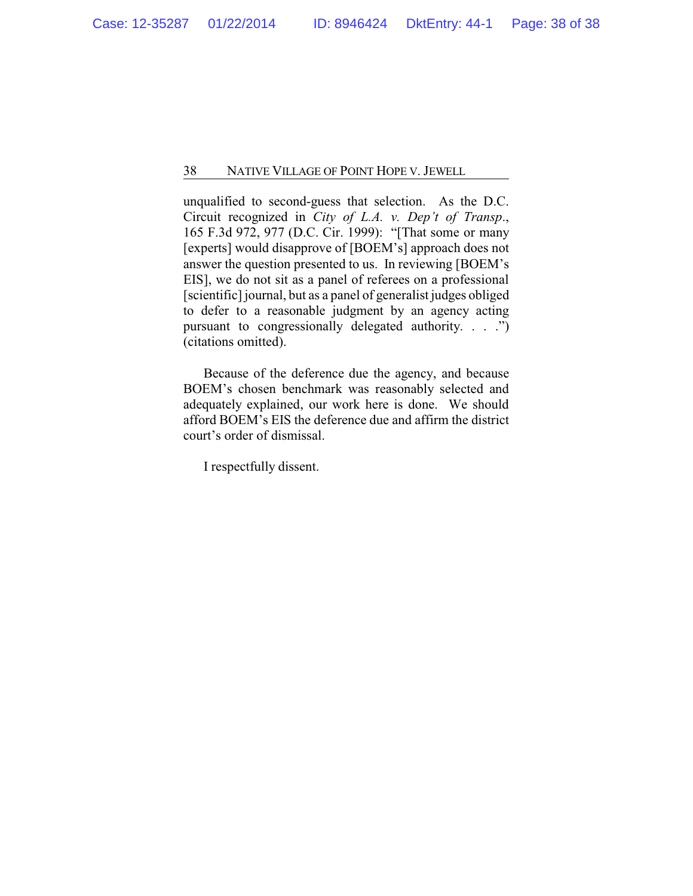unqualified to second-guess that selection. As the D.C. Circuit recognized in *City of L.A. v. Dep't of Transp.*, 165 F.3d 972, 977 (D.C. Cir. 1999): "[That some or many [experts] would disapprove of [BOEM's] approach does not answer the question presented to us. In reviewing [BOEM's EIS], we do not sit as a panel of referees on a professional [scientific] journal, but as a panel of generalist judges obliged to defer to a reasonable judgment by an agency acting pursuant to congressionally delegated authority. . . .") (citations omitted).

Because of the deference due the agency, and because BOEM's chosen benchmark was reasonably selected and adequately explained, our work here is done. We should afford BOEM's EIS the deference due and affirm the district court's order of dismissal.

I respectfully dissent.